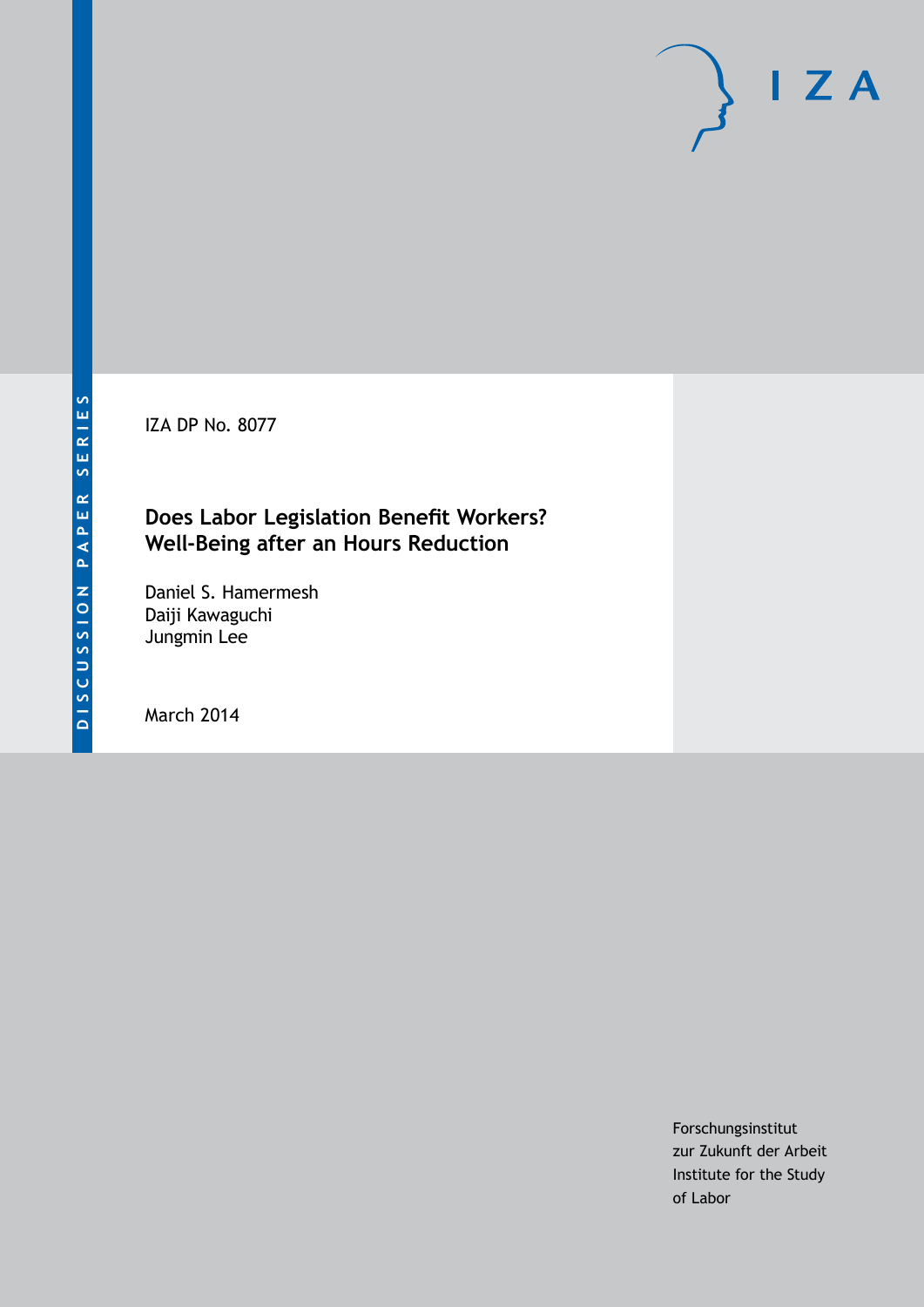DISCUSSION PAPER SERIES

IZA DP No. 8077

# Does Labor Legislation Benefit Workers? Well-Being after an Hours Reduction

Daniel S. Hamermesh
Daiji Kawaguchi
Jungmin Lee

March 2014

Forschungsinstitut
zur Zukunft der Arbeit
Institute for the Study
of Labor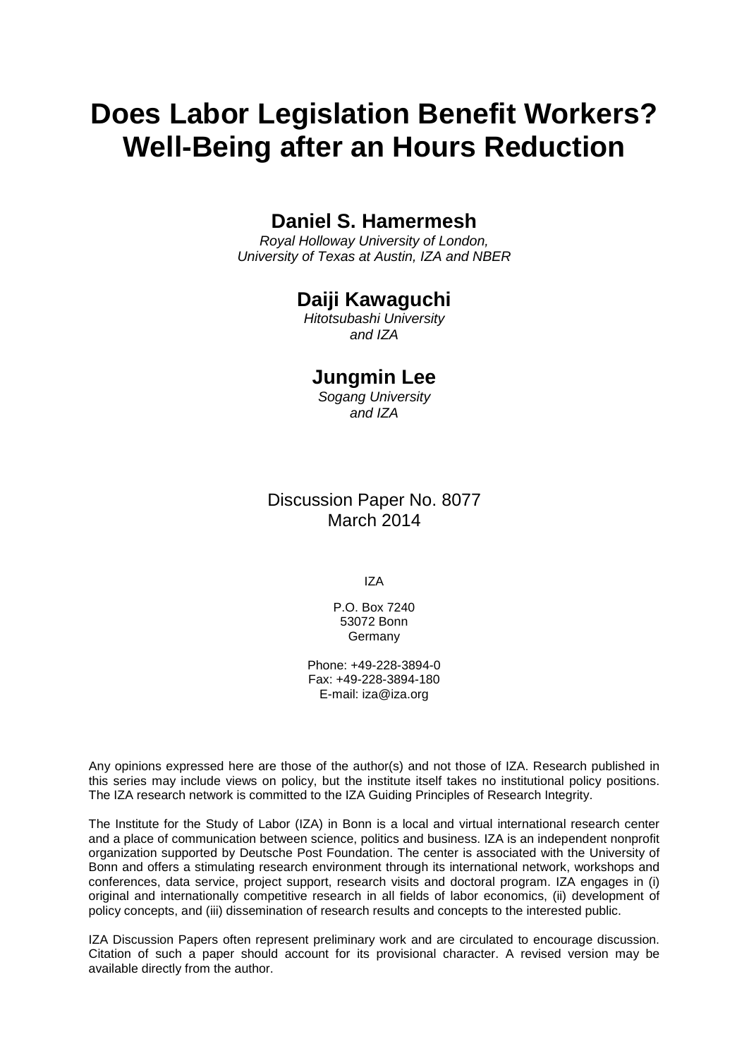# Does Labor Legislation Benefit Workers? Well-Being after an Hours Reduction

**Daniel S. Hamermesh**

*Royal Holloway University of London,*
*University of Texas at Austin, IZA and NBER*

**Daiji Kawaguchi**

*Hitotsubashi University*
*and IZA*

**Jungmin Lee**

*Sogang University*
*and IZA*

Discussion Paper No. 8077
March 2014

IZA

P.O. Box 7240
53072 Bonn
Germany

Phone: +49-228-3894-0
Fax: +49-228-3894-180
E-mail: iza@iza.org

Any opinions expressed here are those of the author(s) and not those of IZA. Research published in this series may include views on policy, but the institute itself takes no institutional policy positions. The IZA research network is committed to the IZA Guiding Principles of Research Integrity.

The Institute for the Study of Labor (IZA) in Bonn is a local and virtual international research center and a place of communication between science, politics and business. IZA is an independent nonprofit organization supported by Deutsche Post Foundation. The center is associated with the University of Bonn and offers a stimulating research environment through its international network, workshops and conferences, data service, project support, research visits and doctoral program. IZA engages in (i) original and internationally competitive research in all fields of labor economics, (ii) development of policy concepts, and (iii) dissemination of research results and concepts to the interested public.

IZA Discussion Papers often represent preliminary work and are circulated to encourage discussion. Citation of such a paper should account for its provisional character. A revised version may be available directly from the author.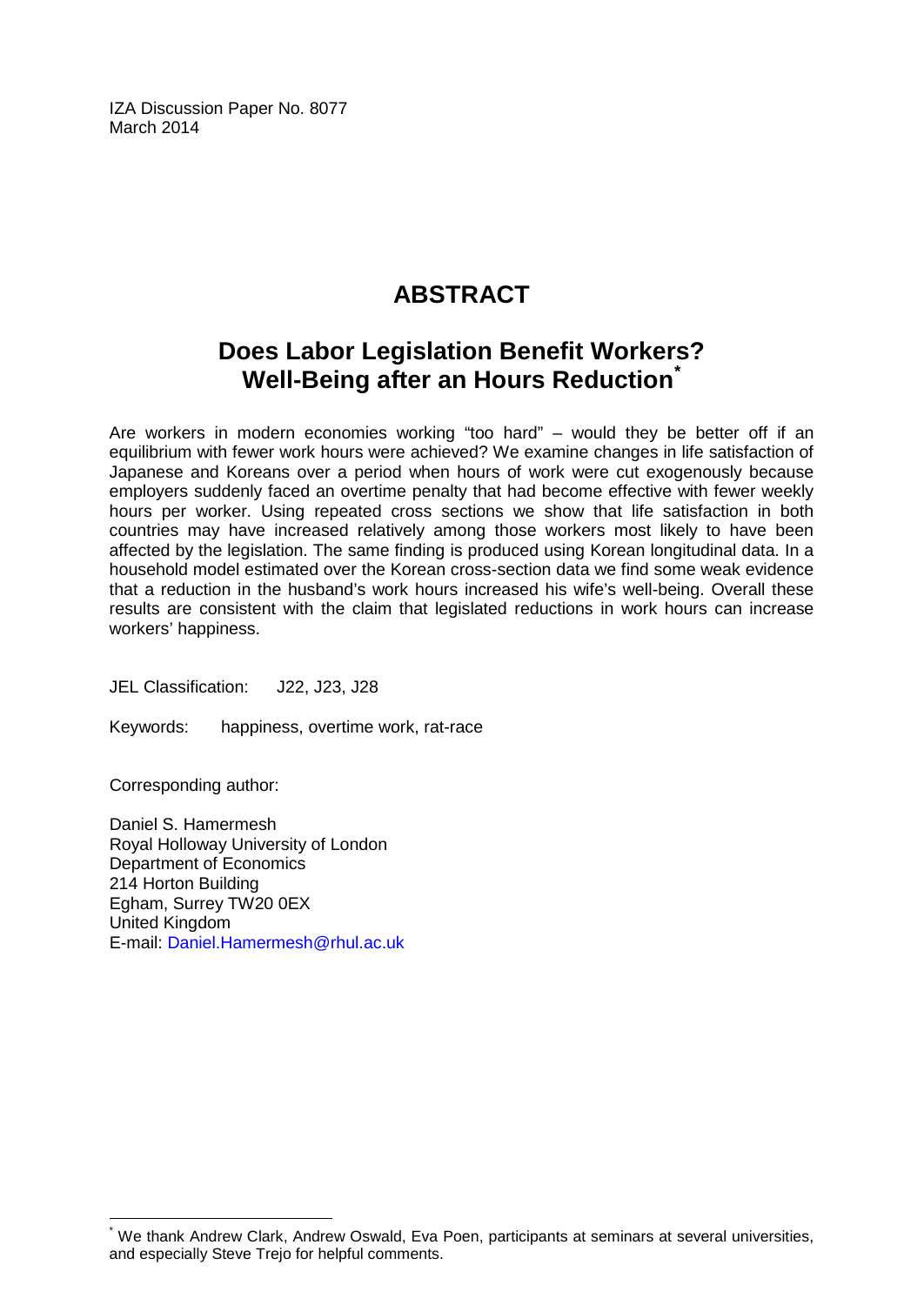IZA Discussion Paper No. 8077
March 2014

# ABSTRACT

## Does Labor Legislation Benefit Workers? Well-Being after an Hours Reduction[*]

Are workers in modern economies working "too hard" – would they be better off if an equilibrium with fewer work hours were achieved? We examine changes in life satisfaction of Japanese and Koreans over a period when hours of work were cut exogenously because employers suddenly faced an overtime penalty that had become effective with fewer weekly hours per worker. Using repeated cross sections we show that life satisfaction in both countries may have increased relatively among those workers most likely to have been affected by the legislation. The same finding is produced using Korean longitudinal data. In a household model estimated over the Korean cross-section data we find some weak evidence that a reduction in the husband's work hours increased his wife's well-being. Overall these results are consistent with the claim that legislated reductions in work hours can increase workers' happiness.

JEL Classification: J22, J23, J28

Keywords: happiness, overtime work, rat-race

Corresponding author:

Daniel S. Hamermesh
Royal Holloway University of London
Department of Economics
214 Horton Building
Egham, Surrey TW20 0EX
United Kingdom
E-mail: Daniel.Hamermesh@rhul.ac.uk

---

[*] We thank Andrew Clark, Andrew Oswald, Eva Poen, participants at seminars at several universities, and especially Steve Trejo for helpful comments.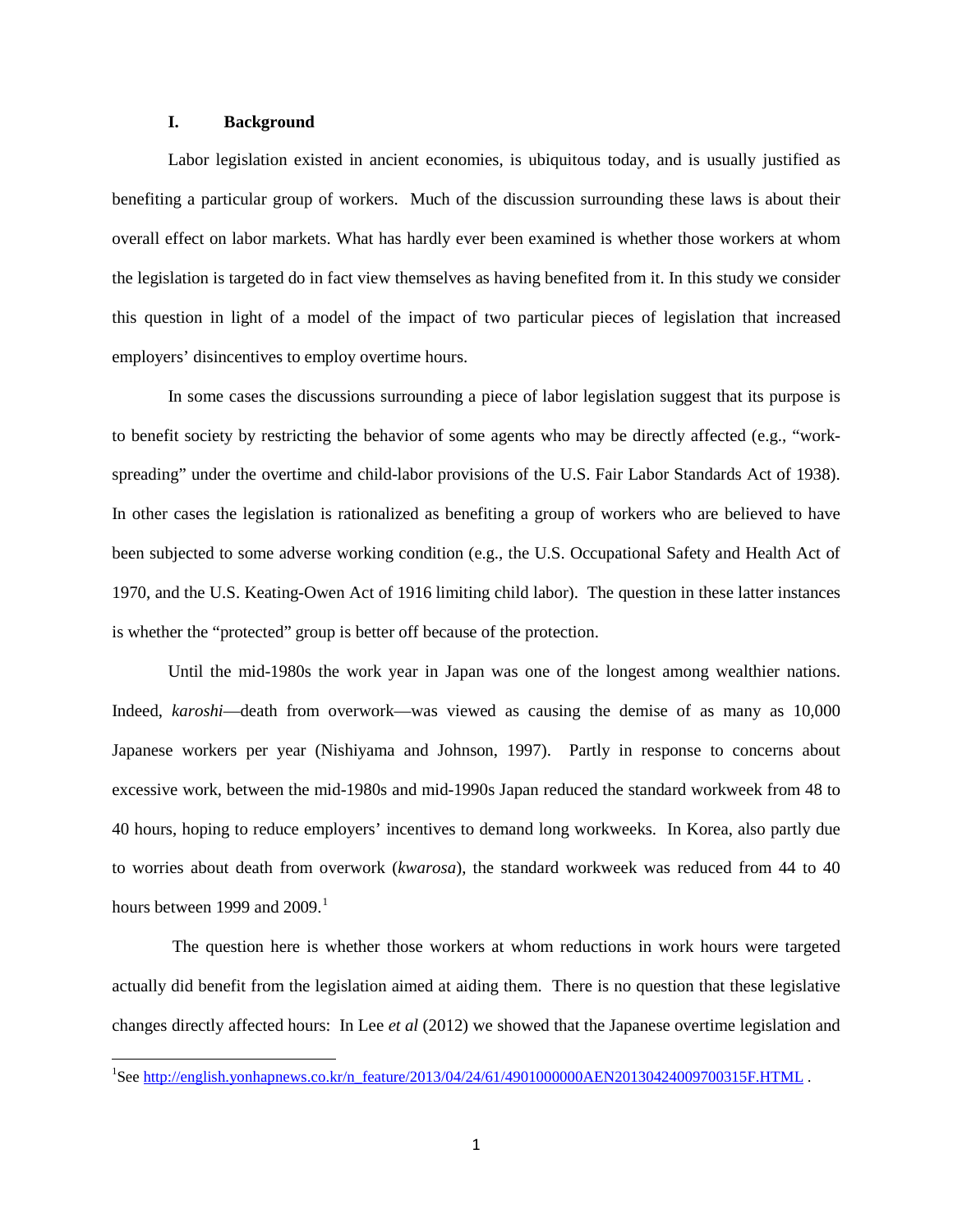## I. Background

Labor legislation existed in ancient economies, is ubiquitous today, and is usually justified as benefiting a particular group of workers. Much of the discussion surrounding these laws is about their overall effect on labor markets. What has hardly ever been examined is whether those workers at whom the legislation is targeted do in fact view themselves as having benefited from it. In this study we consider this question in light of a model of the impact of two particular pieces of legislation that increased employers' disincentives to employ overtime hours.

In some cases the discussions surrounding a piece of labor legislation suggest that its purpose is to benefit society by restricting the behavior of some agents who may be directly affected (e.g., "work-spreading" under the overtime and child-labor provisions of the U.S. Fair Labor Standards Act of 1938). In other cases the legislation is rationalized as benefiting a group of workers who are believed to have been subjected to some adverse working condition (e.g., the U.S. Occupational Safety and Health Act of 1970, and the U.S. Keating-Owen Act of 1916 limiting child labor). The question in these latter instances is whether the "protected" group is better off because of the protection.

Until the mid-1980s the work year in Japan was one of the longest among wealthier nations. Indeed, *karoshi*—death from overwork—was viewed as causing the demise of as many as 10,000 Japanese workers per year (Nishiyama and Johnson, 1997). Partly in response to concerns about excessive work, between the mid-1980s and mid-1990s Japan reduced the standard workweek from 48 to 40 hours, hoping to reduce employers' incentives to demand long workweeks. In Korea, also partly due to worries about death from overwork (*kwarosa*), the standard workweek was reduced from 44 to 40 hours between 1999 and 2009.[1]

The question here is whether those workers at whom reductions in work hours were targeted actually did benefit from the legislation aimed at aiding them. There is no question that these legislative changes directly affected hours: In Lee *et al* (2012) we showed that the Japanese overtime legislation and

[1] See http://english.yonhapnews.co.kr/n_feature/2013/04/24/61/4901000000AEN20130424009700315F.HTML .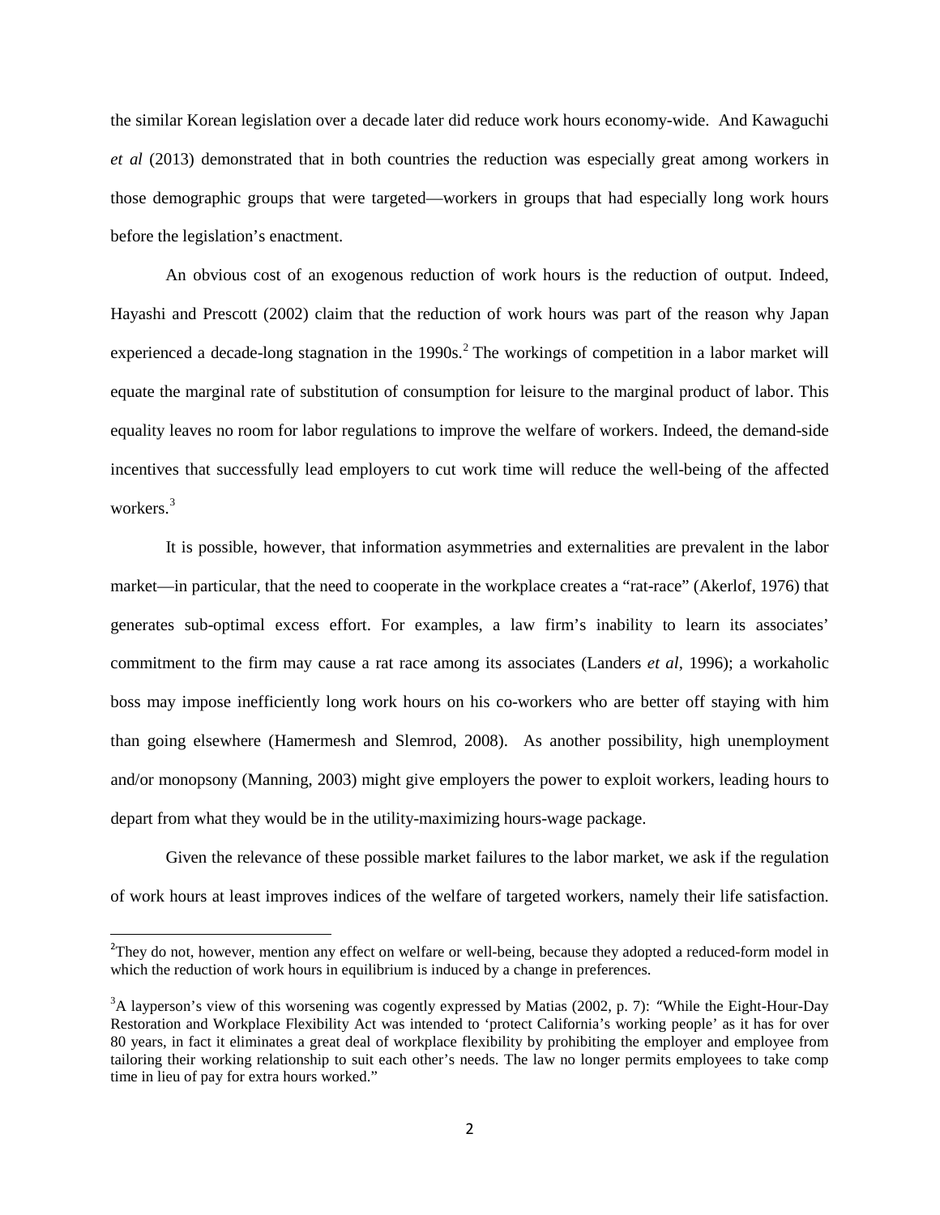the similar Korean legislation over a decade later did reduce work hours economy-wide. And Kawaguchi *et al* (2013) demonstrated that in both countries the reduction was especially great among workers in those demographic groups that were targeted—workers in groups that had especially long work hours before the legislation's enactment.

An obvious cost of an exogenous reduction of work hours is the reduction of output. Indeed, Hayashi and Prescott (2002) claim that the reduction of work hours was part of the reason why Japan experienced a decade-long stagnation in the 1990s.[2] The workings of competition in a labor market will equate the marginal rate of substitution of consumption for leisure to the marginal product of labor. This equality leaves no room for labor regulations to improve the welfare of workers. Indeed, the demand-side incentives that successfully lead employers to cut work time will reduce the well-being of the affected workers.[3]

It is possible, however, that information asymmetries and externalities are prevalent in the labor market—in particular, that the need to cooperate in the workplace creates a "rat-race" (Akerlof, 1976) that generates sub-optimal excess effort. For examples, a law firm's inability to learn its associates' commitment to the firm may cause a rat race among its associates (Landers *et al*, 1996); a workaholic boss may impose inefficiently long work hours on his co-workers who are better off staying with him than going elsewhere (Hamermesh and Slemrod, 2008). As another possibility, high unemployment and/or monopsony (Manning, 2003) might give employers the power to exploit workers, leading hours to depart from what they would be in the utility-maximizing hours-wage package.

Given the relevance of these possible market failures to the labor market, we ask if the regulation of work hours at least improves indices of the welfare of targeted workers, namely their life satisfaction.

[2] They do not, however, mention any effect on welfare or well-being, because they adopted a reduced-form model in which the reduction of work hours in equilibrium is induced by a change in preferences.

[3] A layperson's view of this worsening was cogently expressed by Matias (2002, p. 7): "While the Eight-Hour-Day Restoration and Workplace Flexibility Act was intended to 'protect California's working people' as it has for over 80 years, in fact it eliminates a great deal of workplace flexibility by prohibiting the employer and employee from tailoring their working relationship to suit each other's needs. The law no longer permits employees to take comp time in lieu of pay for extra hours worked."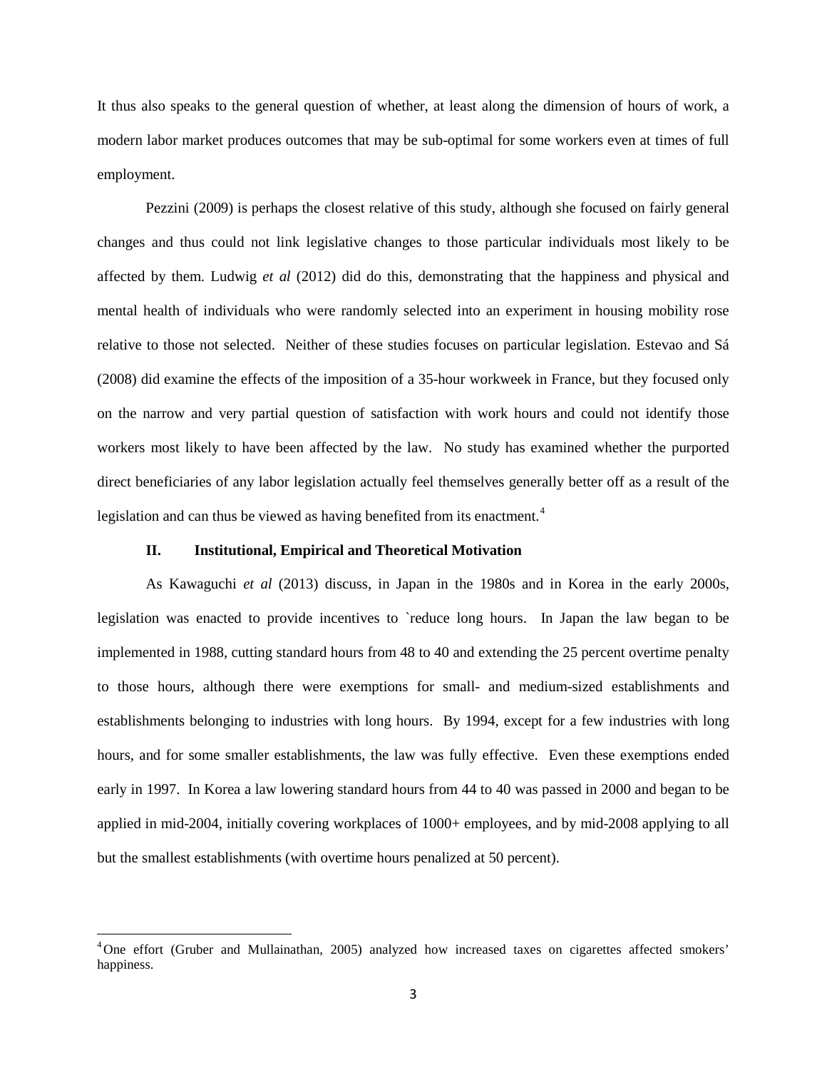It thus also speaks to the general question of whether, at least along the dimension of hours of work, a modern labor market produces outcomes that may be sub-optimal for some workers even at times of full employment.

Pezzini (2009) is perhaps the closest relative of this study, although she focused on fairly general changes and thus could not link legislative changes to those particular individuals most likely to be affected by them. Ludwig *et al* (2012) did do this, demonstrating that the happiness and physical and mental health of individuals who were randomly selected into an experiment in housing mobility rose relative to those not selected. Neither of these studies focuses on particular legislation. Estevao and Sá (2008) did examine the effects of the imposition of a 35-hour workweek in France, but they focused only on the narrow and very partial question of satisfaction with work hours and could not identify those workers most likely to have been affected by the law. No study has examined whether the purported direct beneficiaries of any labor legislation actually feel themselves generally better off as a result of the legislation and can thus be viewed as having benefited from its enactment.[4]

## II. Institutional, Empirical and Theoretical Motivation

As Kawaguchi *et al* (2013) discuss, in Japan in the 1980s and in Korea in the early 2000s, legislation was enacted to provide incentives to `reduce long hours. In Japan the law began to be implemented in 1988, cutting standard hours from 48 to 40 and extending the 25 percent overtime penalty to those hours, although there were exemptions for small- and medium-sized establishments and establishments belonging to industries with long hours. By 1994, except for a few industries with long hours, and for some smaller establishments, the law was fully effective. Even these exemptions ended early in 1997. In Korea a law lowering standard hours from 44 to 40 was passed in 2000 and began to be applied in mid-2004, initially covering workplaces of 1000+ employees, and by mid-2008 applying to all but the smallest establishments (with overtime hours penalized at 50 percent).

---

[4] One effort (Gruber and Mullainathan, 2005) analyzed how increased taxes on cigarettes affected smokers' happiness.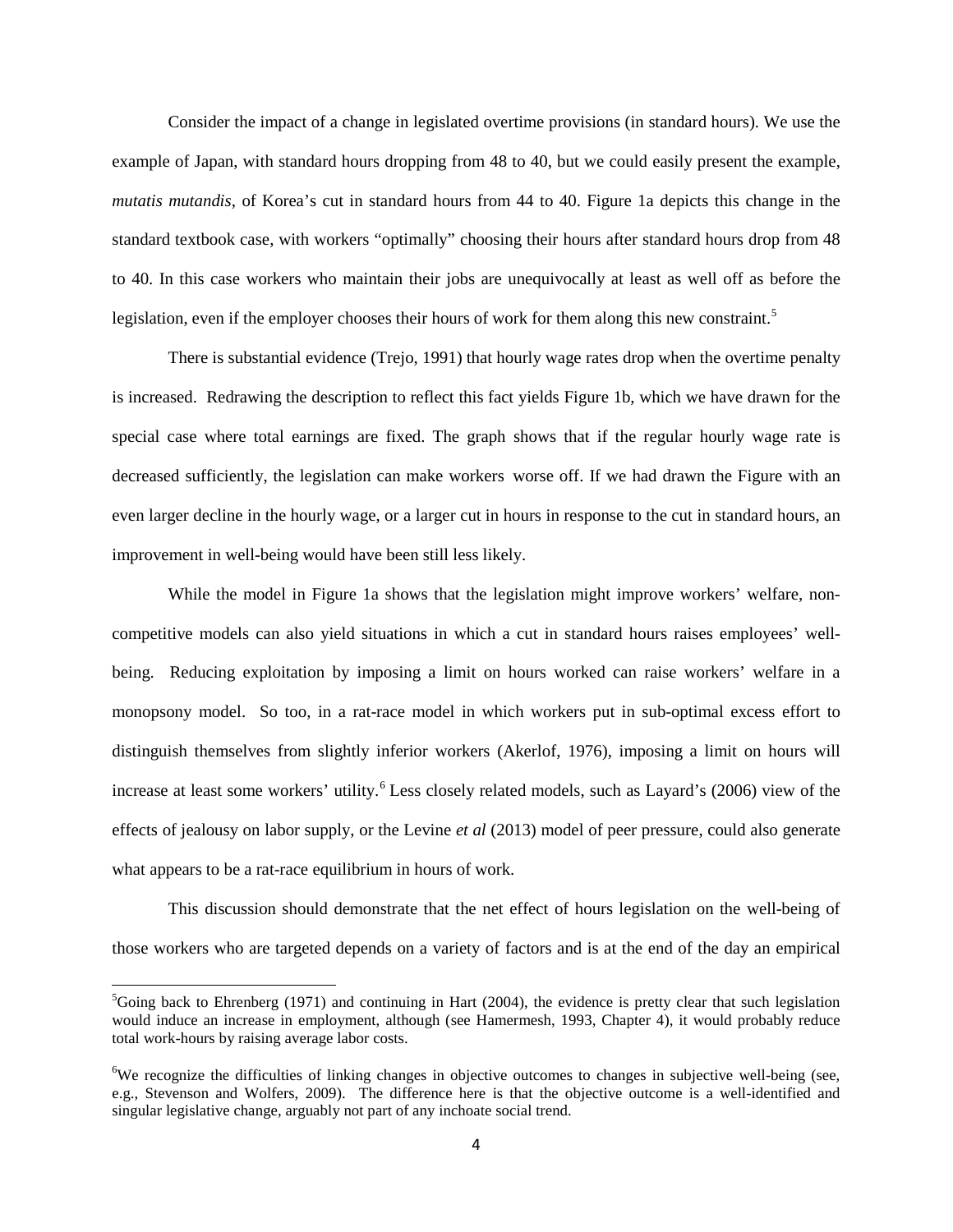Consider the impact of a change in legislated overtime provisions (in standard hours). We use the example of Japan, with standard hours dropping from 48 to 40, but we could easily present the example, *mutatis mutandis*, of Korea's cut in standard hours from 44 to 40. Figure 1a depicts this change in the standard textbook case, with workers "optimally" choosing their hours after standard hours drop from 48 to 40. In this case workers who maintain their jobs are unequivocally at least as well off as before the legislation, even if the employer chooses their hours of work for them along this new constraint.[5]

There is substantial evidence (Trejo, 1991) that hourly wage rates drop when the overtime penalty is increased. Redrawing the description to reflect this fact yields Figure 1b, which we have drawn for the special case where total earnings are fixed. The graph shows that if the regular hourly wage rate is decreased sufficiently, the legislation can make workers worse off. If we had drawn the Figure with an even larger decline in the hourly wage, or a larger cut in hours in response to the cut in standard hours, an improvement in well-being would have been still less likely.

While the model in Figure 1a shows that the legislation might improve workers' welfare, non-competitive models can also yield situations in which a cut in standard hours raises employees' well-being. Reducing exploitation by imposing a limit on hours worked can raise workers' welfare in a monopsony model. So too, in a rat-race model in which workers put in sub-optimal excess effort to distinguish themselves from slightly inferior workers (Akerlof, 1976), imposing a limit on hours will increase at least some workers' utility.[6] Less closely related models, such as Layard's (2006) view of the effects of jealousy on labor supply, or the Levine *et al* (2013) model of peer pressure, could also generate what appears to be a rat-race equilibrium in hours of work.

This discussion should demonstrate that the net effect of hours legislation on the well-being of those workers who are targeted depends on a variety of factors and is at the end of the day an empirical

[5] Going back to Ehrenberg (1971) and continuing in Hart (2004), the evidence is pretty clear that such legislation would induce an increase in employment, although (see Hamermesh, 1993, Chapter 4), it would probably reduce total work-hours by raising average labor costs.

[6] We recognize the difficulties of linking changes in objective outcomes to changes in subjective well-being (see, e.g., Stevenson and Wolfers, 2009). The difference here is that the objective outcome is a well-identified and singular legislative change, arguably not part of any inchoate social trend.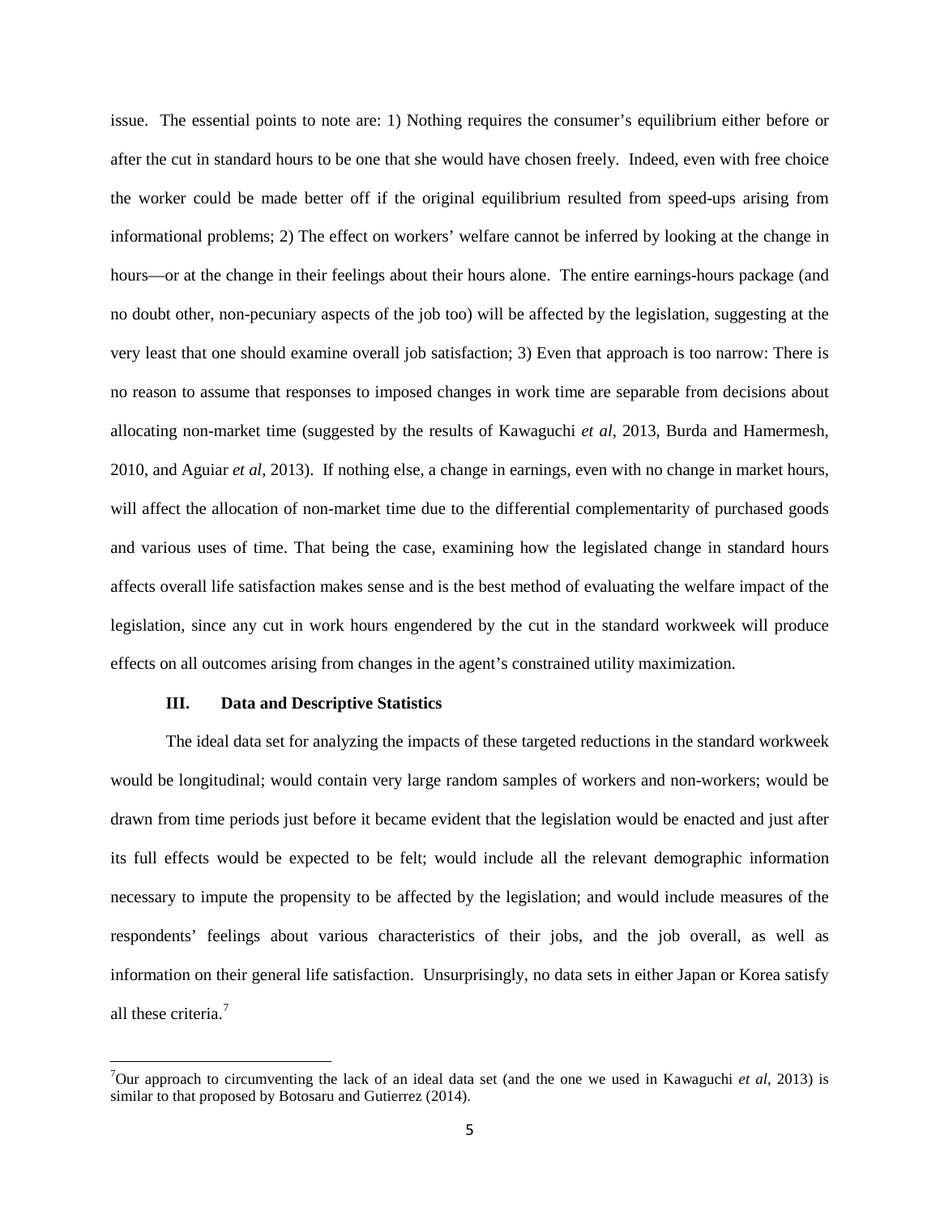issue. The essential points to note are: 1) Nothing requires the consumer's equilibrium either before or after the cut in standard hours to be one that she would have chosen freely. Indeed, even with free choice the worker could be made better off if the original equilibrium resulted from speed-ups arising from informational problems; 2) The effect on workers' welfare cannot be inferred by looking at the change in hours—or at the change in their feelings about their hours alone. The entire earnings-hours package (and no doubt other, non-pecuniary aspects of the job too) will be affected by the legislation, suggesting at the very least that one should examine overall job satisfaction; 3) Even that approach is too narrow: There is no reason to assume that responses to imposed changes in work time are separable from decisions about allocating non-market time (suggested by the results of Kawaguchi *et al*, 2013, Burda and Hamermesh, 2010, and Aguiar *et al*, 2013). If nothing else, a change in earnings, even with no change in market hours, will affect the allocation of non-market time due to the differential complementarity of purchased goods and various uses of time. That being the case, examining how the legislated change in standard hours affects overall life satisfaction makes sense and is the best method of evaluating the welfare impact of the legislation, since any cut in work hours engendered by the cut in the standard workweek will produce effects on all outcomes arising from changes in the agent's constrained utility maximization.

## III. Data and Descriptive Statistics

The ideal data set for analyzing the impacts of these targeted reductions in the standard workweek would be longitudinal; would contain very large random samples of workers and non-workers; would be drawn from time periods just before it became evident that the legislation would be enacted and just after its full effects would be expected to be felt; would include all the relevant demographic information necessary to impute the propensity to be affected by the legislation; and would include measures of the respondents' feelings about various characteristics of their jobs, and the job overall, as well as information on their general life satisfaction. Unsurprisingly, no data sets in either Japan or Korea satisfy all these criteria.[7]

---

[7]Our approach to circumventing the lack of an ideal data set (and the one we used in Kawaguchi *et al*, 2013) is similar to that proposed by Botosaru and Gutierrez (2014).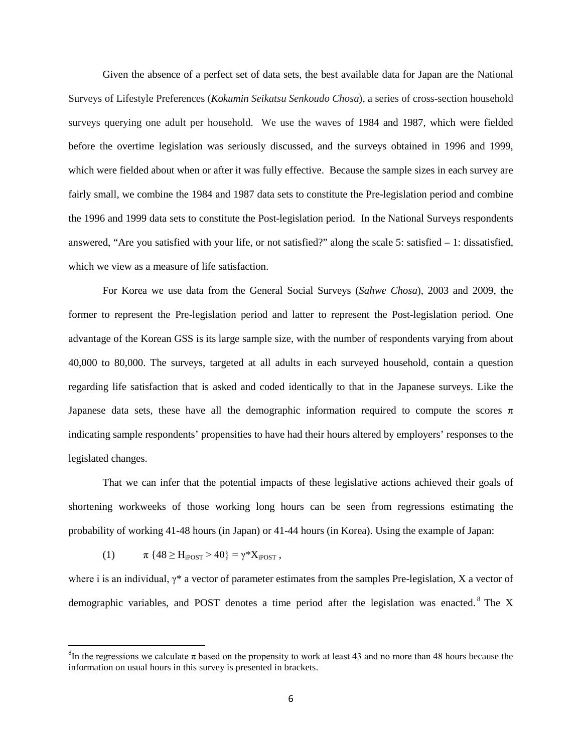Given the absence of a perfect set of data sets, the best available data for Japan are the National Surveys of Lifestyle Preferences (*Kokumin Seikatsu Senkoudo Chosa*), a series of cross-section household surveys querying one adult per household. We use the waves of 1984 and 1987, which were fielded before the overtime legislation was seriously discussed, and the surveys obtained in 1996 and 1999, which were fielded about when or after it was fully effective. Because the sample sizes in each survey are fairly small, we combine the 1984 and 1987 data sets to constitute the Pre-legislation period and combine the 1996 and 1999 data sets to constitute the Post-legislation period. In the National Surveys respondents answered, "Are you satisfied with your life, or not satisfied?" along the scale 5: satisfied – 1: dissatisfied, which we view as a measure of life satisfaction.

For Korea we use data from the General Social Surveys (*Sahwe Chosa*), 2003 and 2009, the former to represent the Pre-legislation period and latter to represent the Post-legislation period. One advantage of the Korean GSS is its large sample size, with the number of respondents varying from about 40,000 to 80,000. The surveys, targeted at all adults in each surveyed household, contain a question regarding life satisfaction that is asked and coded identically to that in the Japanese surveys. Like the Japanese data sets, these have all the demographic information required to compute the scores $\pi$ indicating sample respondents' propensities to have had their hours altered by employers' responses to the legislated changes.

That we can infer that the potential impacts of these legislative actions achieved their goals of shortening workweeks of those working long hours can be seen from regressions estimating the probability of working 41-48 hours (in Japan) or 41-44 hours (in Korea). Using the example of Japan:

$$\pi\,\{48 \geq H_{iPOST} > 40\} = \gamma^{*}X_{iPOST}\,, \tag{1}$$

where i is an individual, $\gamma^{*}$ a vector of parameter estimates from the samples Pre-legislation, X a vector of demographic variables, and POST denotes a time period after the legislation was enacted.[8] The X

[8]In the regressions we calculate $\pi$ based on the propensity to work at least 43 and no more than 48 hours because the information on usual hours in this survey is presented in brackets.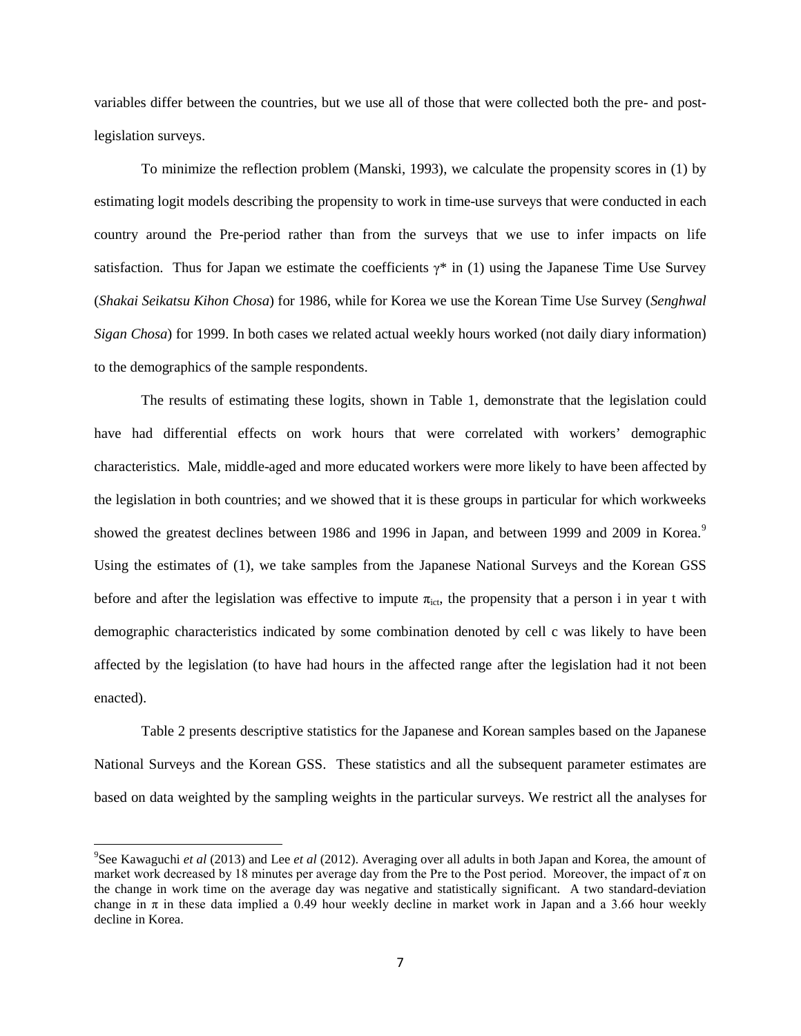variables differ between the countries, but we use all of those that were collected both the pre- and post-legislation surveys.

To minimize the reflection problem (Manski, 1993), we calculate the propensity scores in (1) by estimating logit models describing the propensity to work in time-use surveys that were conducted in each country around the Pre-period rather than from the surveys that we use to infer impacts on life satisfaction. Thus for Japan we estimate the coefficients $\gamma^*$ in (1) using the Japanese Time Use Survey (*Shakai Seikatsu Kihon Chosa*) for 1986, while for Korea we use the Korean Time Use Survey (*Senghwal Sigan Chosa*) for 1999. In both cases we related actual weekly hours worked (not daily diary information) to the demographics of the sample respondents.

The results of estimating these logits, shown in Table 1, demonstrate that the legislation could have had differential effects on work hours that were correlated with workers' demographic characteristics. Male, middle-aged and more educated workers were more likely to have been affected by the legislation in both countries; and we showed that it is these groups in particular for which workweeks showed the greatest declines between 1986 and 1996 in Japan, and between 1999 and 2009 in Korea.[9] Using the estimates of (1), we take samples from the Japanese National Surveys and the Korean GSS before and after the legislation was effective to impute $\pi_{ict}$, the propensity that a person i in year t with demographic characteristics indicated by some combination denoted by cell c was likely to have been affected by the legislation (to have had hours in the affected range after the legislation had it not been enacted).

Table 2 presents descriptive statistics for the Japanese and Korean samples based on the Japanese National Surveys and the Korean GSS. These statistics and all the subsequent parameter estimates are based on data weighted by the sampling weights in the particular surveys. We restrict all the analyses for

---

[9]See Kawaguchi *et al* (2013) and Lee *et al* (2012). Averaging over all adults in both Japan and Korea, the amount of market work decreased by 18 minutes per average day from the Pre to the Post period. Moreover, the impact of $\pi$ on the change in work time on the average day was negative and statistically significant. A two standard-deviation change in $\pi$ in these data implied a 0.49 hour weekly decline in market work in Japan and a 3.66 hour weekly decline in Korea.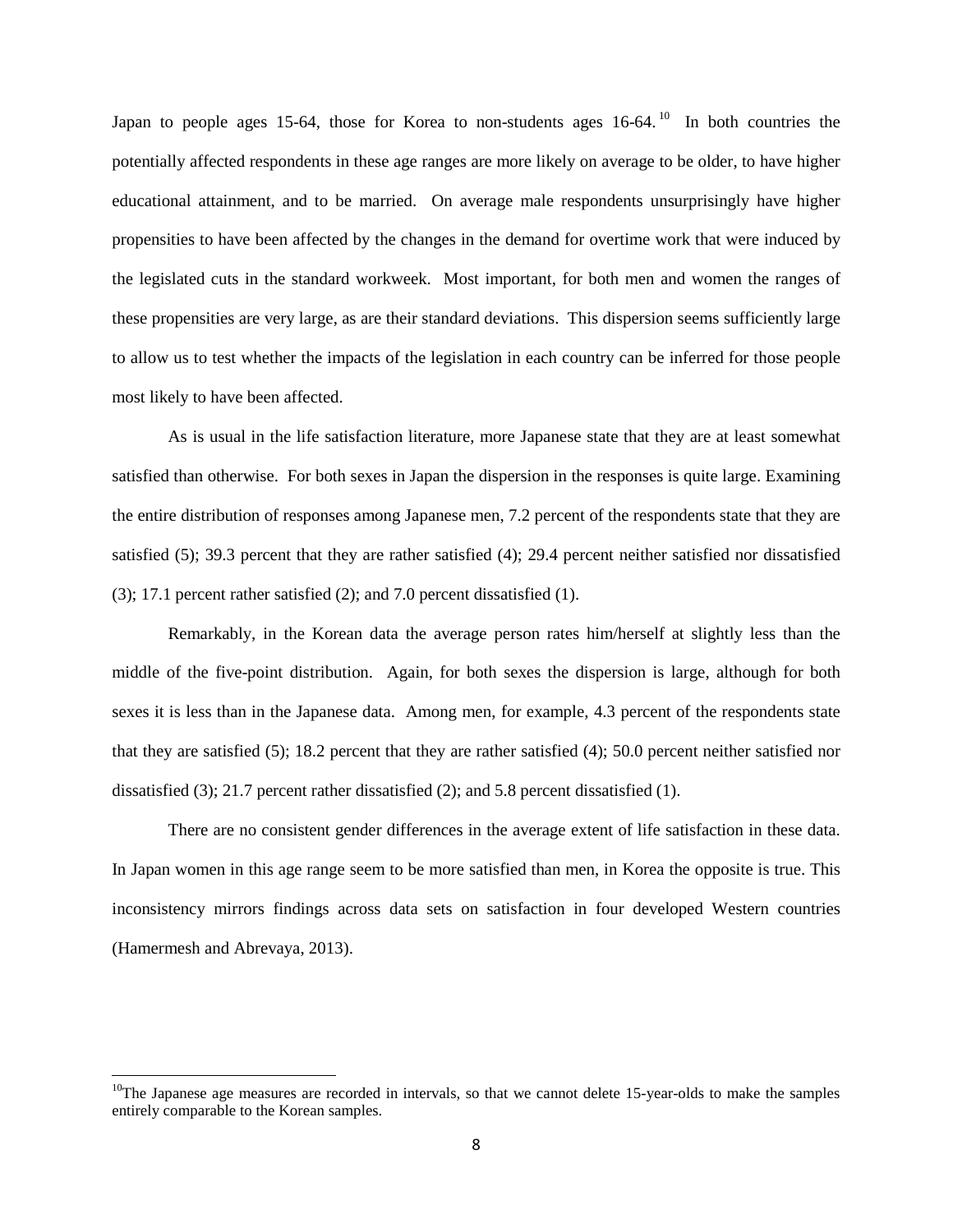Japan to people ages 15-64, those for Korea to non-students ages 16-64.[10] In both countries the potentially affected respondents in these age ranges are more likely on average to be older, to have higher educational attainment, and to be married. On average male respondents unsurprisingly have higher propensities to have been affected by the changes in the demand for overtime work that were induced by the legislated cuts in the standard workweek. Most important, for both men and women the ranges of these propensities are very large, as are their standard deviations. This dispersion seems sufficiently large to allow us to test whether the impacts of the legislation in each country can be inferred for those people most likely to have been affected.

As is usual in the life satisfaction literature, more Japanese state that they are at least somewhat satisfied than otherwise. For both sexes in Japan the dispersion in the responses is quite large. Examining the entire distribution of responses among Japanese men, 7.2 percent of the respondents state that they are satisfied (5); 39.3 percent that they are rather satisfied (4); 29.4 percent neither satisfied nor dissatisfied (3); 17.1 percent rather satisfied (2); and 7.0 percent dissatisfied (1).

Remarkably, in the Korean data the average person rates him/herself at slightly less than the middle of the five-point distribution. Again, for both sexes the dispersion is large, although for both sexes it is less than in the Japanese data. Among men, for example, 4.3 percent of the respondents state that they are satisfied (5); 18.2 percent that they are rather satisfied (4); 50.0 percent neither satisfied nor dissatisfied (3); 21.7 percent rather dissatisfied (2); and 5.8 percent dissatisfied (1).

There are no consistent gender differences in the average extent of life satisfaction in these data. In Japan women in this age range seem to be more satisfied than men, in Korea the opposite is true. This inconsistency mirrors findings across data sets on satisfaction in four developed Western countries (Hamermesh and Abrevaya, 2013).

[10] The Japanese age measures are recorded in intervals, so that we cannot delete 15-year-olds to make the samples entirely comparable to the Korean samples.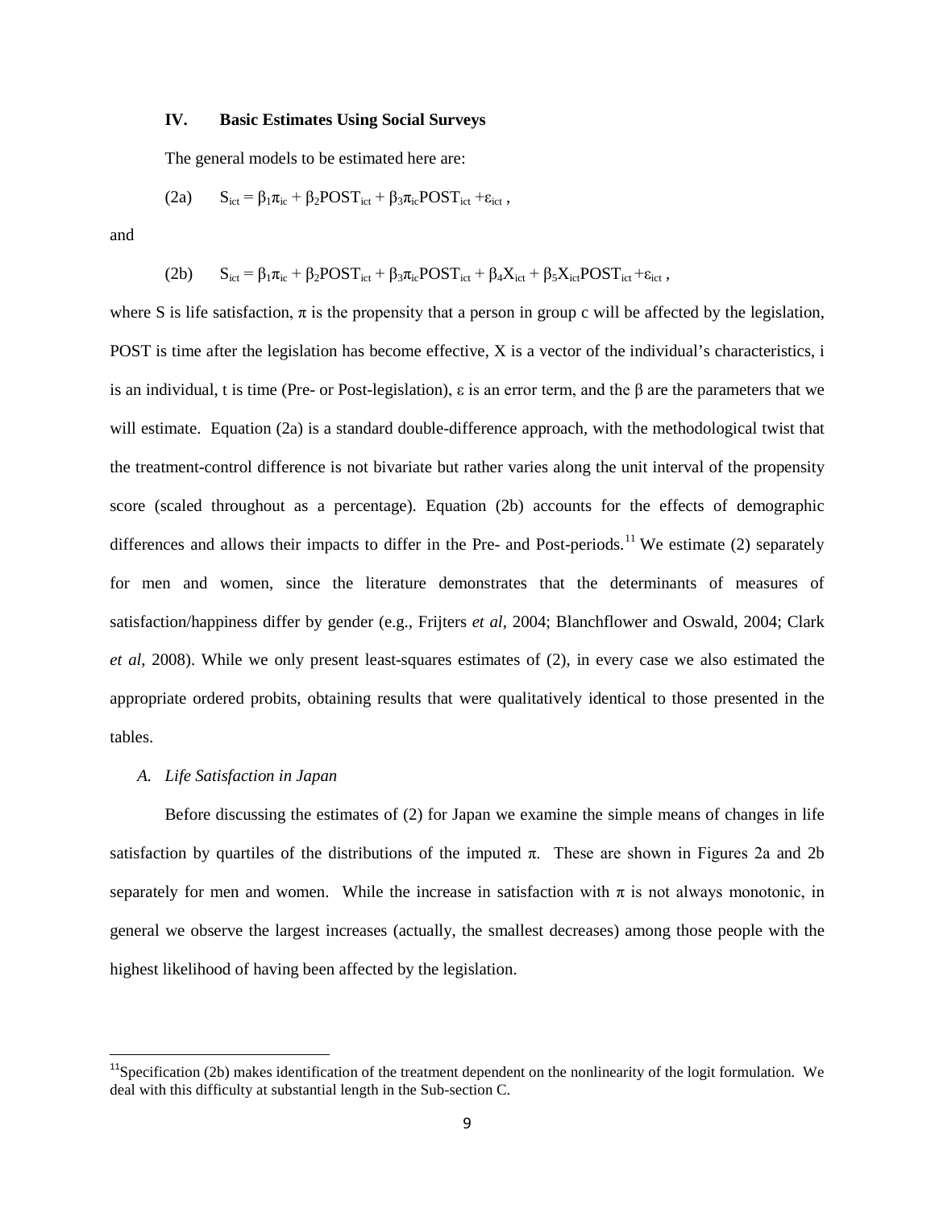## IV. Basic Estimates Using Social Surveys

The general models to be estimated here are:

$$\text{(2a)} \qquad S_{ict} = \beta_1\pi_{ic} + \beta_2 POST_{ict} + \beta_3\pi_{ic}POST_{ict} + \varepsilon_{ict}\,,$$

and

$$\text{(2b)} \qquad S_{ict} = \beta_1\pi_{ic} + \beta_2 POST_{ict} + \beta_3\pi_{ic}POST_{ict} + \beta_4 X_{ict} + \beta_5 X_{ict}POST_{ict} + \varepsilon_{ict}\,,$$

where S is life satisfaction, $\pi$ is the propensity that a person in group c will be affected by the legislation, POST is time after the legislation has become effective, X is a vector of the individual's characteristics, i is an individual, t is time (Pre- or Post-legislation), $\varepsilon$ is an error term, and the $\beta$ are the parameters that we will estimate. Equation (2a) is a standard double-difference approach, with the methodological twist that the treatment-control difference is not bivariate but rather varies along the unit interval of the propensity score (scaled throughout as a percentage). Equation (2b) accounts for the effects of demographic differences and allows their impacts to differ in the Pre- and Post-periods.[11] We estimate (2) separately for men and women, since the literature demonstrates that the determinants of measures of satisfaction/happiness differ by gender (e.g., Frijters *et al*, 2004; Blanchflower and Oswald, 2004; Clark *et al*, 2008). While we only present least-squares estimates of (2), in every case we also estimated the appropriate ordered probits, obtaining results that were qualitatively identical to those presented in the tables.

### *A. Life Satisfaction in Japan*

Before discussing the estimates of (2) for Japan we examine the simple means of changes in life satisfaction by quartiles of the distributions of the imputed $\pi$. These are shown in Figures 2a and 2b separately for men and women. While the increase in satisfaction with $\pi$ is not always monotonic, in general we observe the largest increases (actually, the smallest decreases) among those people with the highest likelihood of having been affected by the legislation.

---

[11] Specification (2b) makes identification of the treatment dependent on the nonlinearity of the logit formulation. We deal with this difficulty at substantial length in the Sub-section C.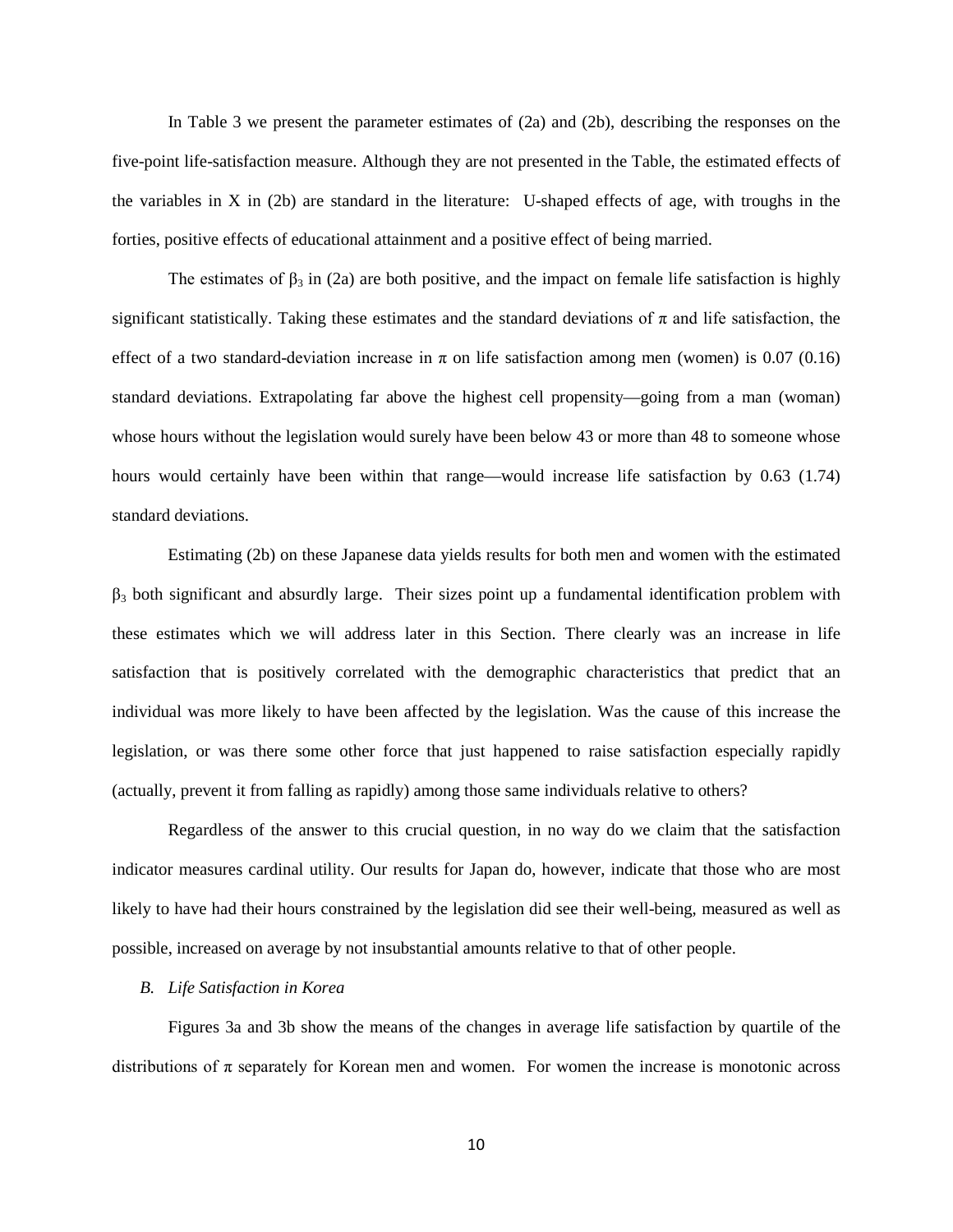In Table 3 we present the parameter estimates of (2a) and (2b), describing the responses on the five-point life-satisfaction measure. Although they are not presented in the Table, the estimated effects of the variables in X in (2b) are standard in the literature: U-shaped effects of age, with troughs in the forties, positive effects of educational attainment and a positive effect of being married.

The estimates of $\beta_3$ in (2a) are both positive, and the impact on female life satisfaction is highly significant statistically. Taking these estimates and the standard deviations of $\pi$ and life satisfaction, the effect of a two standard-deviation increase in $\pi$ on life satisfaction among men (women) is 0.07 (0.16) standard deviations. Extrapolating far above the highest cell propensity—going from a man (woman) whose hours without the legislation would surely have been below 43 or more than 48 to someone whose hours would certainly have been within that range—would increase life satisfaction by 0.63 (1.74) standard deviations.

Estimating (2b) on these Japanese data yields results for both men and women with the estimated $\beta_3$ both significant and absurdly large. Their sizes point up a fundamental identification problem with these estimates which we will address later in this Section. There clearly was an increase in life satisfaction that is positively correlated with the demographic characteristics that predict that an individual was more likely to have been affected by the legislation. Was the cause of this increase the legislation, or was there some other force that just happened to raise satisfaction especially rapidly (actually, prevent it from falling as rapidly) among those same individuals relative to others?

Regardless of the answer to this crucial question, in no way do we claim that the satisfaction indicator measures cardinal utility. Our results for Japan do, however, indicate that those who are most likely to have had their hours constrained by the legislation did see their well-being, measured as well as possible, increased on average by not insubstantial amounts relative to that of other people.

*B. Life Satisfaction in Korea*

Figures 3a and 3b show the means of the changes in average life satisfaction by quartile of the distributions of $\pi$ separately for Korean men and women. For women the increase is monotonic across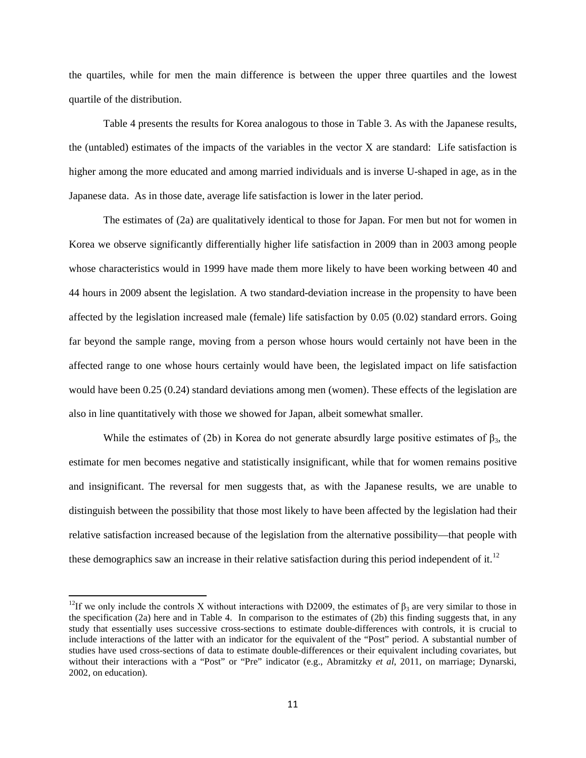the quartiles, while for men the main difference is between the upper three quartiles and the lowest quartile of the distribution.

Table 4 presents the results for Korea analogous to those in Table 3. As with the Japanese results, the (untabled) estimates of the impacts of the variables in the vector X are standard: Life satisfaction is higher among the more educated and among married individuals and is inverse U-shaped in age, as in the Japanese data. As in those date, average life satisfaction is lower in the later period.

The estimates of (2a) are qualitatively identical to those for Japan. For men but not for women in Korea we observe significantly differentially higher life satisfaction in 2009 than in 2003 among people whose characteristics would in 1999 have made them more likely to have been working between 40 and 44 hours in 2009 absent the legislation. A two standard-deviation increase in the propensity to have been affected by the legislation increased male (female) life satisfaction by 0.05 (0.02) standard errors. Going far beyond the sample range, moving from a person whose hours would certainly not have been in the affected range to one whose hours certainly would have been, the legislated impact on life satisfaction would have been 0.25 (0.24) standard deviations among men (women). These effects of the legislation are also in line quantitatively with those we showed for Japan, albeit somewhat smaller.

While the estimates of (2b) in Korea do not generate absurdly large positive estimates of $\beta_3$, the estimate for men becomes negative and statistically insignificant, while that for women remains positive and insignificant. The reversal for men suggests that, as with the Japanese results, we are unable to distinguish between the possibility that those most likely to have been affected by the legislation had their relative satisfaction increased because of the legislation from the alternative possibility—that people with these demographics saw an increase in their relative satisfaction during this period independent of it.[12]

[12]If we only include the controls X without interactions with D2009, the estimates of $\beta_3$ are very similar to those in the specification (2a) here and in Table 4. In comparison to the estimates of (2b) this finding suggests that, in any study that essentially uses successive cross-sections to estimate double-differences with controls, it is crucial to include interactions of the latter with an indicator for the equivalent of the "Post" period. A substantial number of studies have used cross-sections of data to estimate double-differences or their equivalent including covariates, but without their interactions with a "Post" or "Pre" indicator (e.g., Abramitzky *et al*, 2011, on marriage; Dynarski, 2002, on education).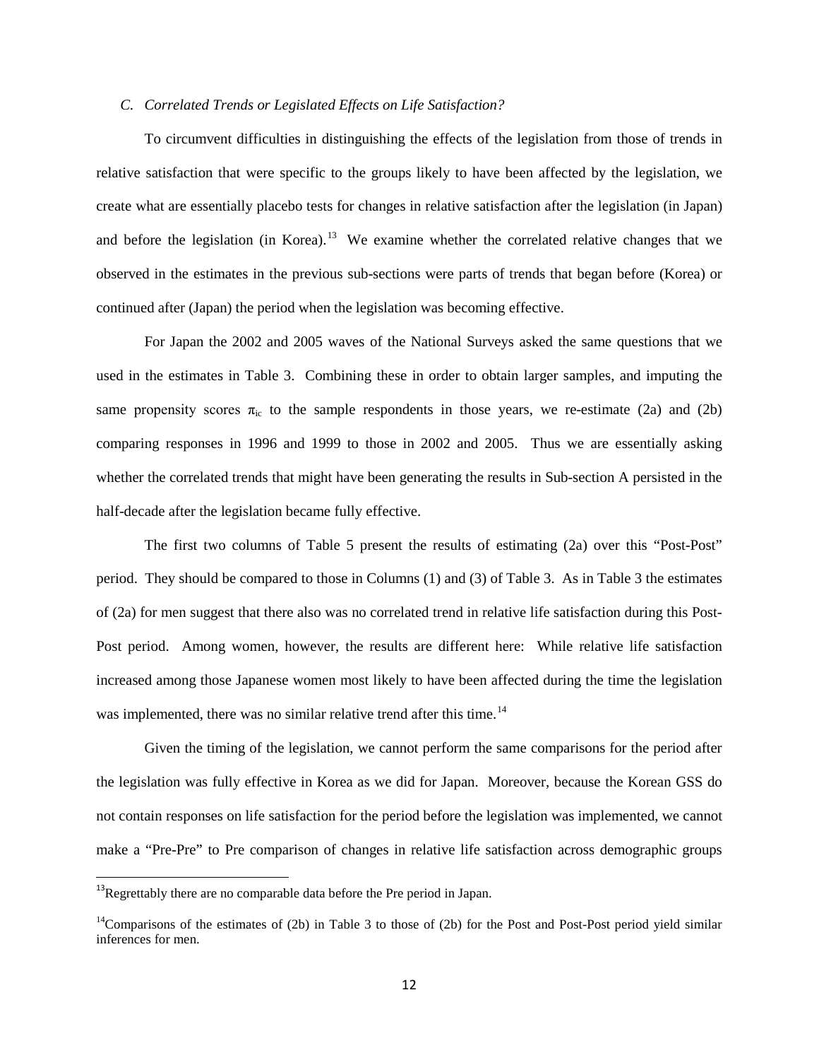### *C. Correlated Trends or Legislated Effects on Life Satisfaction?*

To circumvent difficulties in distinguishing the effects of the legislation from those of trends in relative satisfaction that were specific to the groups likely to have been affected by the legislation, we create what are essentially placebo tests for changes in relative satisfaction after the legislation (in Japan) and before the legislation (in Korea).[13] We examine whether the correlated relative changes that we observed in the estimates in the previous sub-sections were parts of trends that began before (Korea) or continued after (Japan) the period when the legislation was becoming effective.

For Japan the 2002 and 2005 waves of the National Surveys asked the same questions that we used in the estimates in Table 3. Combining these in order to obtain larger samples, and imputing the same propensity scores $\pi_{ic}$ to the sample respondents in those years, we re-estimate (2a) and (2b) comparing responses in 1996 and 1999 to those in 2002 and 2005. Thus we are essentially asking whether the correlated trends that might have been generating the results in Sub-section A persisted in the half-decade after the legislation became fully effective.

The first two columns of Table 5 present the results of estimating (2a) over this "Post-Post" period. They should be compared to those in Columns (1) and (3) of Table 3. As in Table 3 the estimates of (2a) for men suggest that there also was no correlated trend in relative life satisfaction during this Post-Post period. Among women, however, the results are different here: While relative life satisfaction increased among those Japanese women most likely to have been affected during the time the legislation was implemented, there was no similar relative trend after this time.[14]

Given the timing of the legislation, we cannot perform the same comparisons for the period after the legislation was fully effective in Korea as we did for Japan. Moreover, because the Korean GSS do not contain responses on life satisfaction for the period before the legislation was implemented, we cannot make a "Pre-Pre" to Pre comparison of changes in relative life satisfaction across demographic groups

---

[13]Regrettably there are no comparable data before the Pre period in Japan.

[14]Comparisons of the estimates of (2b) in Table 3 to those of (2b) for the Post and Post-Post period yield similar inferences for men.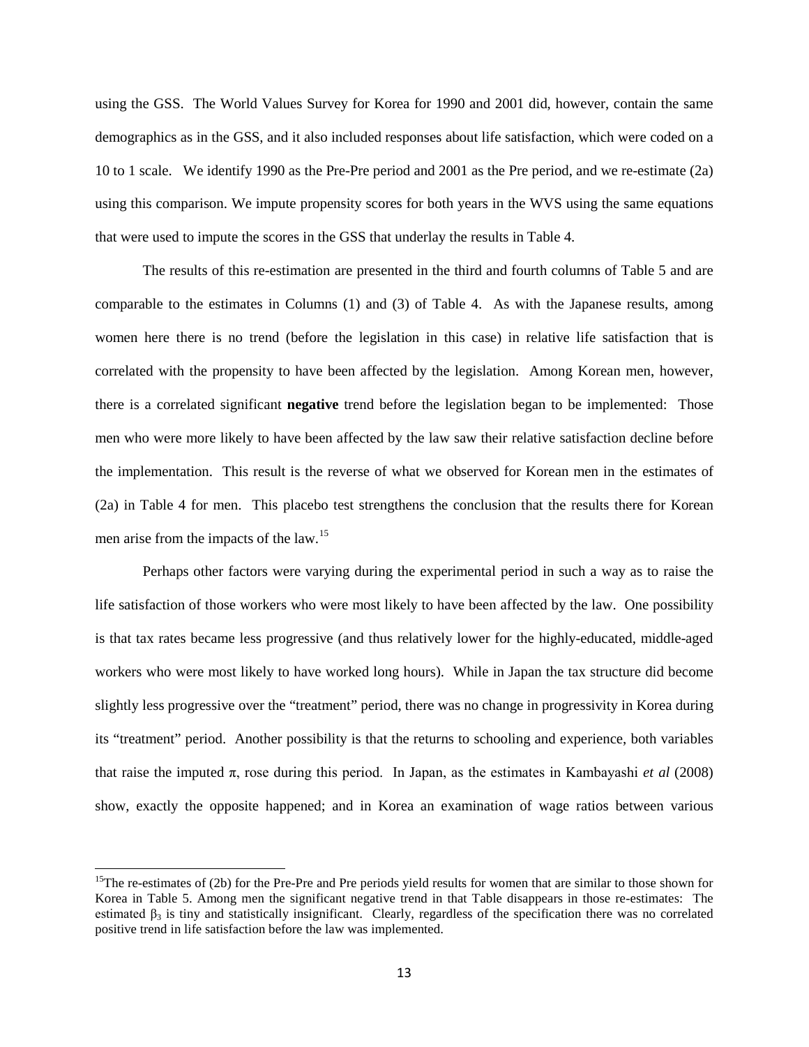using the GSS. The World Values Survey for Korea for 1990 and 2001 did, however, contain the same demographics as in the GSS, and it also included responses about life satisfaction, which were coded on a 10 to 1 scale. We identify 1990 as the Pre-Pre period and 2001 as the Pre period, and we re-estimate (2a) using this comparison. We impute propensity scores for both years in the WVS using the same equations that were used to impute the scores in the GSS that underlay the results in Table 4.

The results of this re-estimation are presented in the third and fourth columns of Table 5 and are comparable to the estimates in Columns (1) and (3) of Table 4. As with the Japanese results, among women here there is no trend (before the legislation in this case) in relative life satisfaction that is correlated with the propensity to have been affected by the legislation. Among Korean men, however, there is a correlated significant **negative** trend before the legislation began to be implemented: Those men who were more likely to have been affected by the law saw their relative satisfaction decline before the implementation. This result is the reverse of what we observed for Korean men in the estimates of (2a) in Table 4 for men. This placebo test strengthens the conclusion that the results there for Korean men arise from the impacts of the law.[15]

Perhaps other factors were varying during the experimental period in such a way as to raise the life satisfaction of those workers who were most likely to have been affected by the law. One possibility is that tax rates became less progressive (and thus relatively lower for the highly-educated, middle-aged workers who were most likely to have worked long hours). While in Japan the tax structure did become slightly less progressive over the "treatment" period, there was no change in progressivity in Korea during its "treatment" period. Another possibility is that the returns to schooling and experience, both variables that raise the imputed $\pi$, rose during this period. In Japan, as the estimates in Kambayashi *et al* (2008) show, exactly the opposite happened; and in Korea an examination of wage ratios between various

[15] The re-estimates of (2b) for the Pre-Pre and Pre periods yield results for women that are similar to those shown for Korea in Table 5. Among men the significant negative trend in that Table disappears in those re-estimates: The estimated $\beta_3$ is tiny and statistically insignificant. Clearly, regardless of the specification there was no correlated positive trend in life satisfaction before the law was implemented.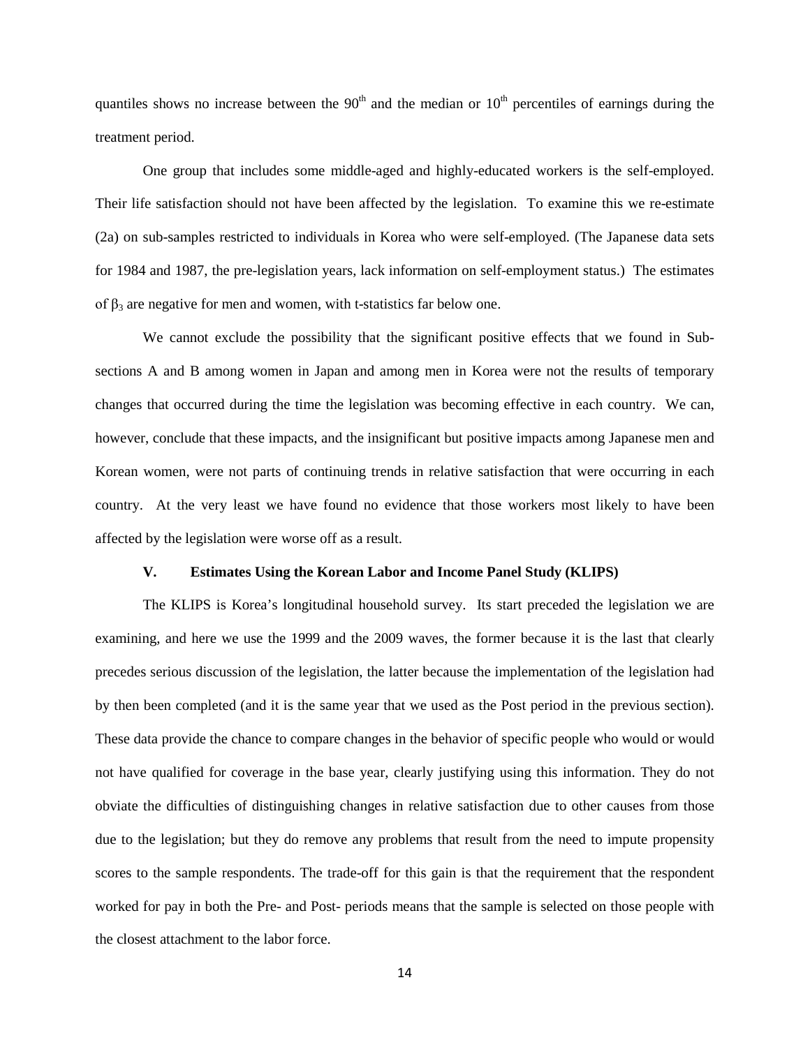quantiles shows no increase between the 90th and the median or 10th percentiles of earnings during the treatment period.

One group that includes some middle-aged and highly-educated workers is the self-employed. Their life satisfaction should not have been affected by the legislation. To examine this we re-estimate (2a) on sub-samples restricted to individuals in Korea who were self-employed. (The Japanese data sets for 1984 and 1987, the pre-legislation years, lack information on self-employment status.) The estimates of $\beta_3$ are negative for men and women, with t-statistics far below one.

We cannot exclude the possibility that the significant positive effects that we found in Sub-sections A and B among women in Japan and among men in Korea were not the results of temporary changes that occurred during the time the legislation was becoming effective in each country. We can, however, conclude that these impacts, and the insignificant but positive impacts among Japanese men and Korean women, were not parts of continuing trends in relative satisfaction that were occurring in each country. At the very least we have found no evidence that those workers most likely to have been affected by the legislation were worse off as a result.

## V. Estimates Using the Korean Labor and Income Panel Study (KLIPS)

The KLIPS is Korea's longitudinal household survey. Its start preceded the legislation we are examining, and here we use the 1999 and the 2009 waves, the former because it is the last that clearly precedes serious discussion of the legislation, the latter because the implementation of the legislation had by then been completed (and it is the same year that we used as the Post period in the previous section). These data provide the chance to compare changes in the behavior of specific people who would or would not have qualified for coverage in the base year, clearly justifying using this information. They do not obviate the difficulties of distinguishing changes in relative satisfaction due to other causes from those due to the legislation; but they do remove any problems that result from the need to impute propensity scores to the sample respondents. The trade-off for this gain is that the requirement that the respondent worked for pay in both the Pre- and Post- periods means that the sample is selected on those people with the closest attachment to the labor force.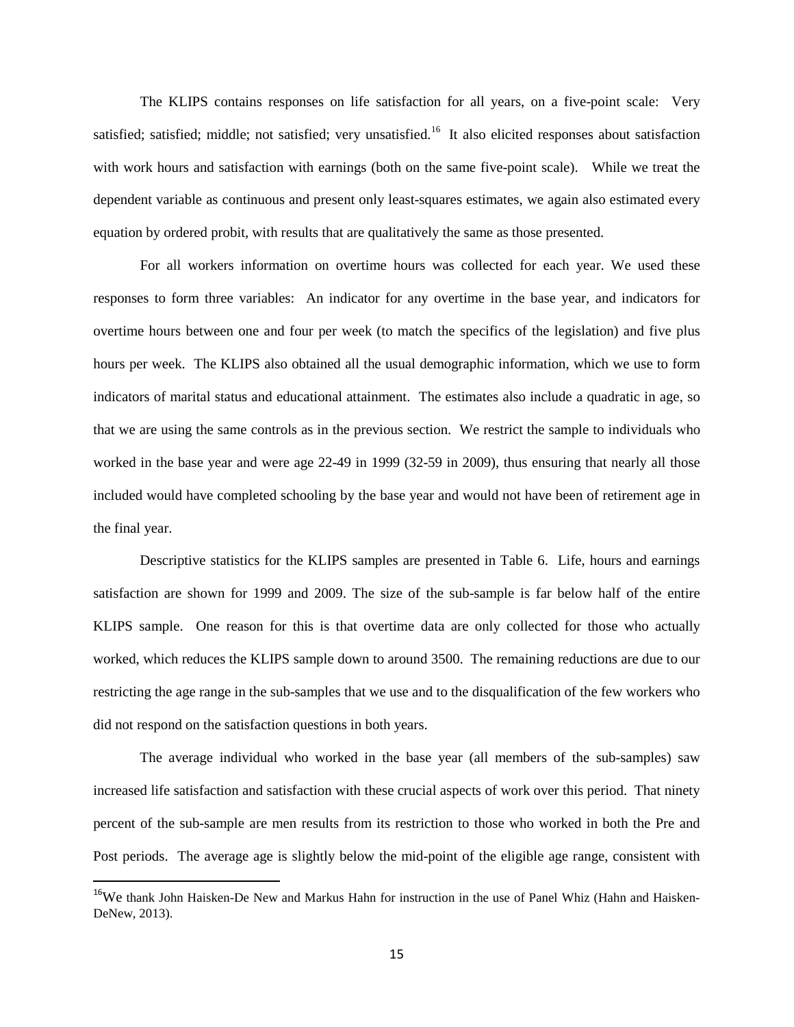The KLIPS contains responses on life satisfaction for all years, on a five-point scale: Very satisfied; satisfied; middle; not satisfied; very unsatisfied.[16] It also elicited responses about satisfaction with work hours and satisfaction with earnings (both on the same five-point scale). While we treat the dependent variable as continuous and present only least-squares estimates, we again also estimated every equation by ordered probit, with results that are qualitatively the same as those presented.

For all workers information on overtime hours was collected for each year. We used these responses to form three variables: An indicator for any overtime in the base year, and indicators for overtime hours between one and four per week (to match the specifics of the legislation) and five plus hours per week. The KLIPS also obtained all the usual demographic information, which we use to form indicators of marital status and educational attainment. The estimates also include a quadratic in age, so that we are using the same controls as in the previous section. We restrict the sample to individuals who worked in the base year and were age 22-49 in 1999 (32-59 in 2009), thus ensuring that nearly all those included would have completed schooling by the base year and would not have been of retirement age in the final year.

Descriptive statistics for the KLIPS samples are presented in Table 6. Life, hours and earnings satisfaction are shown for 1999 and 2009. The size of the sub-sample is far below half of the entire KLIPS sample. One reason for this is that overtime data are only collected for those who actually worked, which reduces the KLIPS sample down to around 3500. The remaining reductions are due to our restricting the age range in the sub-samples that we use and to the disqualification of the few workers who did not respond on the satisfaction questions in both years.

The average individual who worked in the base year (all members of the sub-samples) saw increased life satisfaction and satisfaction with these crucial aspects of work over this period. That ninety percent of the sub-sample are men results from its restriction to those who worked in both the Pre and Post periods. The average age is slightly below the mid-point of the eligible age range, consistent with

[16]We thank John Haisken-De New and Markus Hahn for instruction in the use of Panel Whiz (Hahn and Haisken-DeNew, 2013).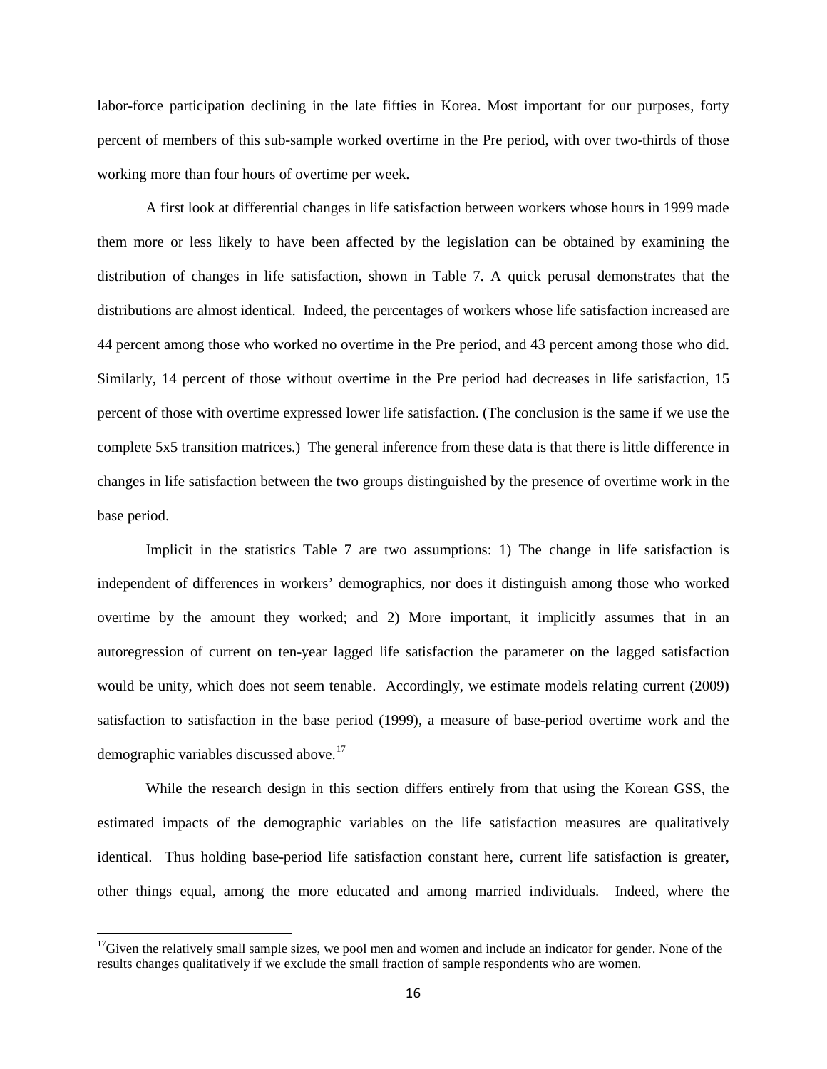labor-force participation declining in the late fifties in Korea. Most important for our purposes, forty percent of members of this sub-sample worked overtime in the Pre period, with over two-thirds of those working more than four hours of overtime per week.

A first look at differential changes in life satisfaction between workers whose hours in 1999 made them more or less likely to have been affected by the legislation can be obtained by examining the distribution of changes in life satisfaction, shown in Table 7. A quick perusal demonstrates that the distributions are almost identical. Indeed, the percentages of workers whose life satisfaction increased are 44 percent among those who worked no overtime in the Pre period, and 43 percent among those who did. Similarly, 14 percent of those without overtime in the Pre period had decreases in life satisfaction, 15 percent of those with overtime expressed lower life satisfaction. (The conclusion is the same if we use the complete 5x5 transition matrices.) The general inference from these data is that there is little difference in changes in life satisfaction between the two groups distinguished by the presence of overtime work in the base period.

Implicit in the statistics Table 7 are two assumptions: 1) The change in life satisfaction is independent of differences in workers' demographics, nor does it distinguish among those who worked overtime by the amount they worked; and 2) More important, it implicitly assumes that in an autoregression of current on ten-year lagged life satisfaction the parameter on the lagged satisfaction would be unity, which does not seem tenable. Accordingly, we estimate models relating current (2009) satisfaction to satisfaction in the base period (1999), a measure of base-period overtime work and the demographic variables discussed above.[17]

While the research design in this section differs entirely from that using the Korean GSS, the estimated impacts of the demographic variables on the life satisfaction measures are qualitatively identical. Thus holding base-period life satisfaction constant here, current life satisfaction is greater, other things equal, among the more educated and among married individuals. Indeed, where the

[17]Given the relatively small sample sizes, we pool men and women and include an indicator for gender. None of the results changes qualitatively if we exclude the small fraction of sample respondents who are women.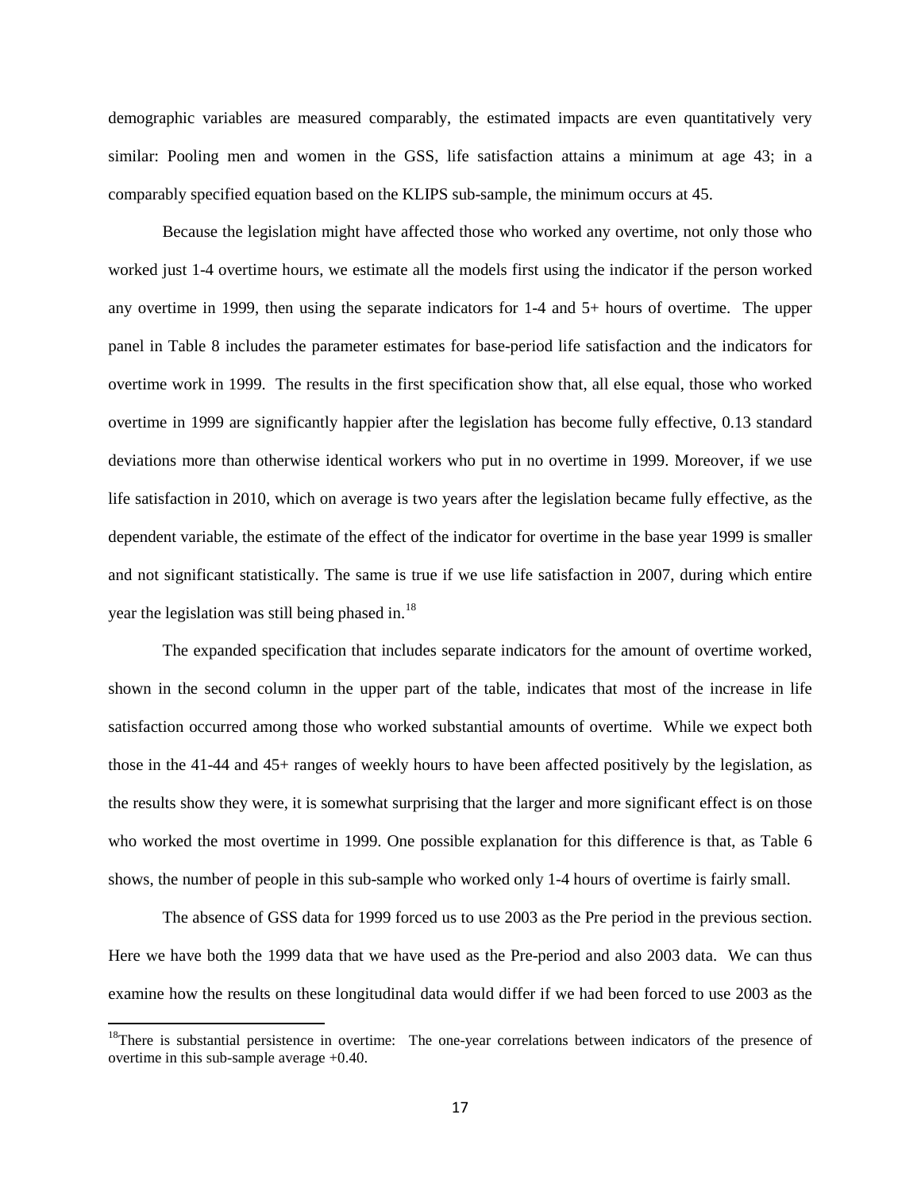demographic variables are measured comparably, the estimated impacts are even quantitatively very similar: Pooling men and women in the GSS, life satisfaction attains a minimum at age 43; in a comparably specified equation based on the KLIPS sub-sample, the minimum occurs at 45.

Because the legislation might have affected those who worked any overtime, not only those who worked just 1-4 overtime hours, we estimate all the models first using the indicator if the person worked any overtime in 1999, then using the separate indicators for 1-4 and 5+ hours of overtime. The upper panel in Table 8 includes the parameter estimates for base-period life satisfaction and the indicators for overtime work in 1999. The results in the first specification show that, all else equal, those who worked overtime in 1999 are significantly happier after the legislation has become fully effective, 0.13 standard deviations more than otherwise identical workers who put in no overtime in 1999. Moreover, if we use life satisfaction in 2010, which on average is two years after the legislation became fully effective, as the dependent variable, the estimate of the effect of the indicator for overtime in the base year 1999 is smaller and not significant statistically. The same is true if we use life satisfaction in 2007, during which entire year the legislation was still being phased in.[18]

The expanded specification that includes separate indicators for the amount of overtime worked, shown in the second column in the upper part of the table, indicates that most of the increase in life satisfaction occurred among those who worked substantial amounts of overtime. While we expect both those in the 41-44 and 45+ ranges of weekly hours to have been affected positively by the legislation, as the results show they were, it is somewhat surprising that the larger and more significant effect is on those who worked the most overtime in 1999. One possible explanation for this difference is that, as Table 6 shows, the number of people in this sub-sample who worked only 1-4 hours of overtime is fairly small.

The absence of GSS data for 1999 forced us to use 2003 as the Pre period in the previous section. Here we have both the 1999 data that we have used as the Pre-period and also 2003 data. We can thus examine how the results on these longitudinal data would differ if we had been forced to use 2003 as the

[18]There is substantial persistence in overtime: The one-year correlations between indicators of the presence of overtime in this sub-sample average +0.40.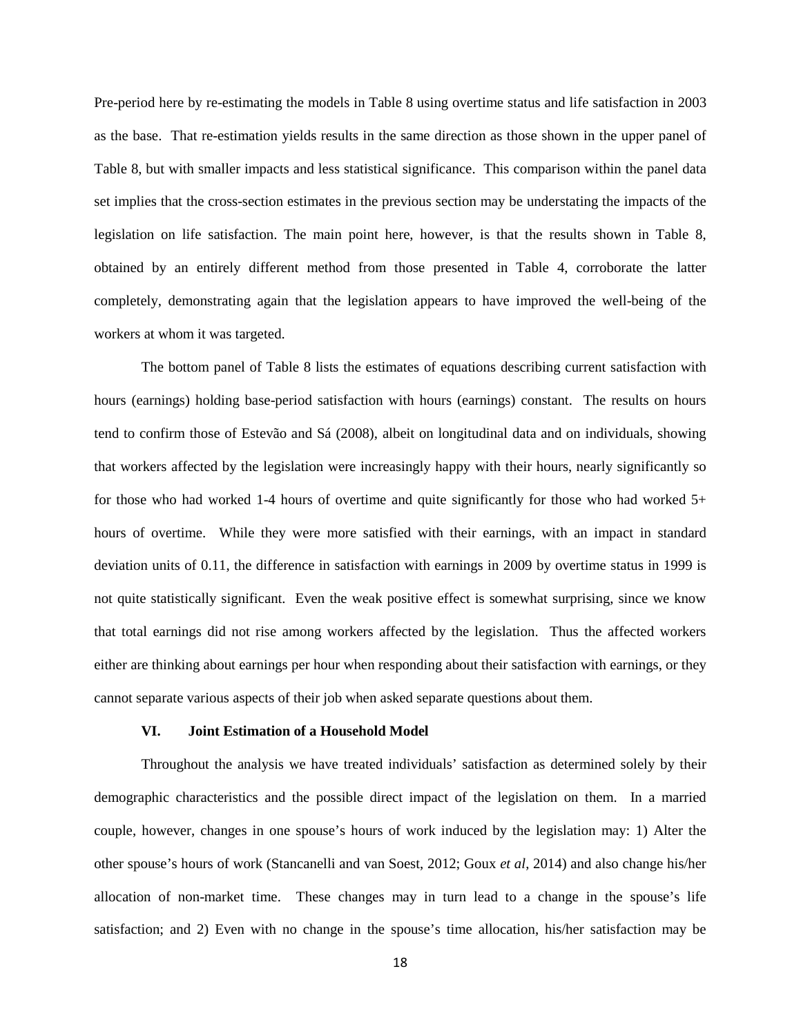Pre-period here by re-estimating the models in Table 8 using overtime status and life satisfaction in 2003 as the base. That re-estimation yields results in the same direction as those shown in the upper panel of Table 8, but with smaller impacts and less statistical significance. This comparison within the panel data set implies that the cross-section estimates in the previous section may be understating the impacts of the legislation on life satisfaction. The main point here, however, is that the results shown in Table 8, obtained by an entirely different method from those presented in Table 4, corroborate the latter completely, demonstrating again that the legislation appears to have improved the well-being of the workers at whom it was targeted.

The bottom panel of Table 8 lists the estimates of equations describing current satisfaction with hours (earnings) holding base-period satisfaction with hours (earnings) constant. The results on hours tend to confirm those of Estevão and Sá (2008), albeit on longitudinal data and on individuals, showing that workers affected by the legislation were increasingly happy with their hours, nearly significantly so for those who had worked 1-4 hours of overtime and quite significantly for those who had worked 5+ hours of overtime. While they were more satisfied with their earnings, with an impact in standard deviation units of 0.11, the difference in satisfaction with earnings in 2009 by overtime status in 1999 is not quite statistically significant. Even the weak positive effect is somewhat surprising, since we know that total earnings did not rise among workers affected by the legislation. Thus the affected workers either are thinking about earnings per hour when responding about their satisfaction with earnings, or they cannot separate various aspects of their job when asked separate questions about them.

## VI. Joint Estimation of a Household Model

Throughout the analysis we have treated individuals' satisfaction as determined solely by their demographic characteristics and the possible direct impact of the legislation on them. In a married couple, however, changes in one spouse's hours of work induced by the legislation may: 1) Alter the other spouse's hours of work (Stancanelli and van Soest, 2012; Goux *et al*, 2014) and also change his/her allocation of non-market time. These changes may in turn lead to a change in the spouse's life satisfaction; and 2) Even with no change in the spouse's time allocation, his/her satisfaction may be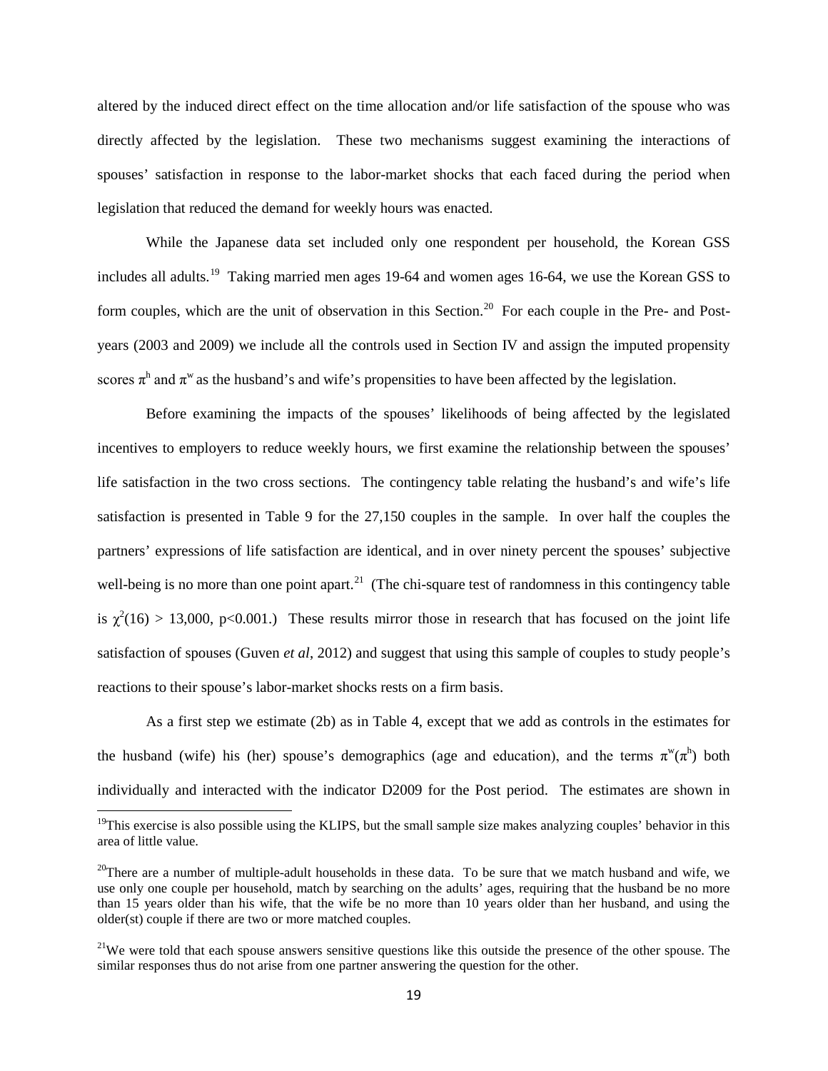altered by the induced direct effect on the time allocation and/or life satisfaction of the spouse who was directly affected by the legislation. These two mechanisms suggest examining the interactions of spouses' satisfaction in response to the labor-market shocks that each faced during the period when legislation that reduced the demand for weekly hours was enacted.

While the Japanese data set included only one respondent per household, the Korean GSS includes all adults.[19] Taking married men ages 19-64 and women ages 16-64, we use the Korean GSS to form couples, which are the unit of observation in this Section.[20] For each couple in the Pre- and Post-years (2003 and 2009) we include all the controls used in Section IV and assign the imputed propensity scores $\pi^h$ and $\pi^w$ as the husband's and wife's propensities to have been affected by the legislation.

Before examining the impacts of the spouses' likelihoods of being affected by the legislated incentives to employers to reduce weekly hours, we first examine the relationship between the spouses' life satisfaction in the two cross sections. The contingency table relating the husband's and wife's life satisfaction is presented in Table 9 for the 27,150 couples in the sample. In over half the couples the partners' expressions of life satisfaction are identical, and in over ninety percent the spouses' subjective well-being is no more than one point apart.[21] (The chi-square test of randomness in this contingency table is $\chi^2(16) > 13{,}000$, $p<0.001$.) These results mirror those in research that has focused on the joint life satisfaction of spouses (Guven *et al*, 2012) and suggest that using this sample of couples to study people's reactions to their spouse's labor-market shocks rests on a firm basis.

As a first step we estimate (2b) as in Table 4, except that we add as controls in the estimates for the husband (wife) his (her) spouse's demographics (age and education), and the terms $\pi^w(\pi^h)$ both individually and interacted with the indicator D2009 for the Post period. The estimates are shown in

---

[19]This exercise is also possible using the KLIPS, but the small sample size makes analyzing couples' behavior in this area of little value.

[20]There are a number of multiple-adult households in these data. To be sure that we match husband and wife, we use only one couple per household, match by searching on the adults' ages, requiring that the husband be no more than 15 years older than his wife, that the wife be no more than 10 years older than her husband, and using the older(st) couple if there are two or more matched couples.

[21]We were told that each spouse answers sensitive questions like this outside the presence of the other spouse. The similar responses thus do not arise from one partner answering the question for the other.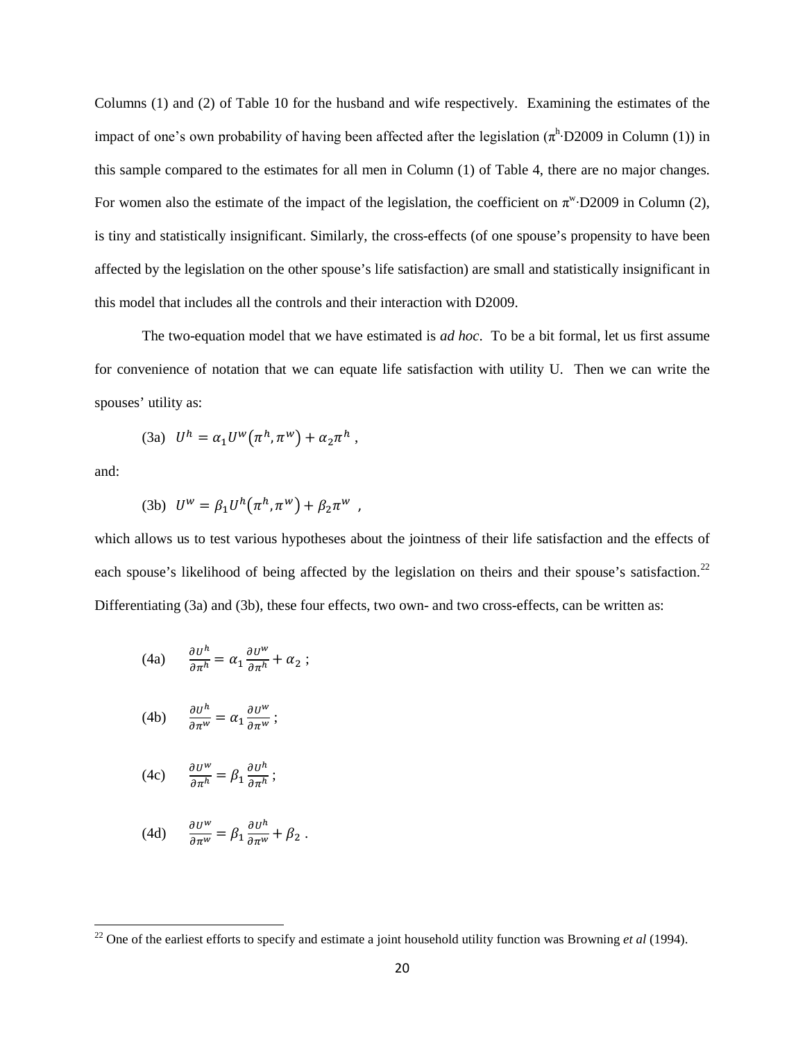Columns (1) and (2) of Table 10 for the husband and wife respectively. Examining the estimates of the impact of one's own probability of having been affected after the legislation ($\pi^h \cdot$D2009 in Column (1)) in this sample compared to the estimates for all men in Column (1) of Table 4, there are no major changes. For women also the estimate of the impact of the legislation, the coefficient on $\pi^w \cdot$D2009 in Column (2), is tiny and statistically insignificant. Similarly, the cross-effects (of one spouse's propensity to have been affected by the legislation on the other spouse's life satisfaction) are small and statistically insignificant in this model that includes all the controls and their interaction with D2009.

The two-equation model that we have estimated is *ad hoc*. To be a bit formal, let us first assume for convenience of notation that we can equate life satisfaction with utility U. Then we can write the spouses' utility as:

(3a) $$U^h = \alpha_1 U^w(\pi^h, \pi^w) + \alpha_2 \pi^h \ ,$$

and:

(3b) $$U^w = \beta_1 U^h(\pi^h, \pi^w) + \beta_2 \pi^w \ ,$$

which allows us to test various hypotheses about the jointness of their life satisfaction and the effects of each spouse's likelihood of being affected by the legislation on theirs and their spouse's satisfaction.[22] Differentiating (3a) and (3b), these four effects, two own- and two cross-effects, can be written as:

(4a) $$\frac{\partial U^h}{\partial \pi^h} = \alpha_1 \frac{\partial U^w}{\partial \pi^h} + \alpha_2 \ ;$$

(4b) $$\frac{\partial U^h}{\partial \pi^w} = \alpha_1 \frac{\partial U^w}{\partial \pi^w} \ ;$$

(4c) $$\frac{\partial U^w}{\partial \pi^h} = \beta_1 \frac{\partial U^h}{\partial \pi^h} \ ;$$

(4d) $$\frac{\partial U^w}{\partial \pi^w} = \beta_1 \frac{\partial U^h}{\partial \pi^w} + \beta_2 \ .$$

[22] One of the earliest efforts to specify and estimate a joint household utility function was Browning *et al* (1994).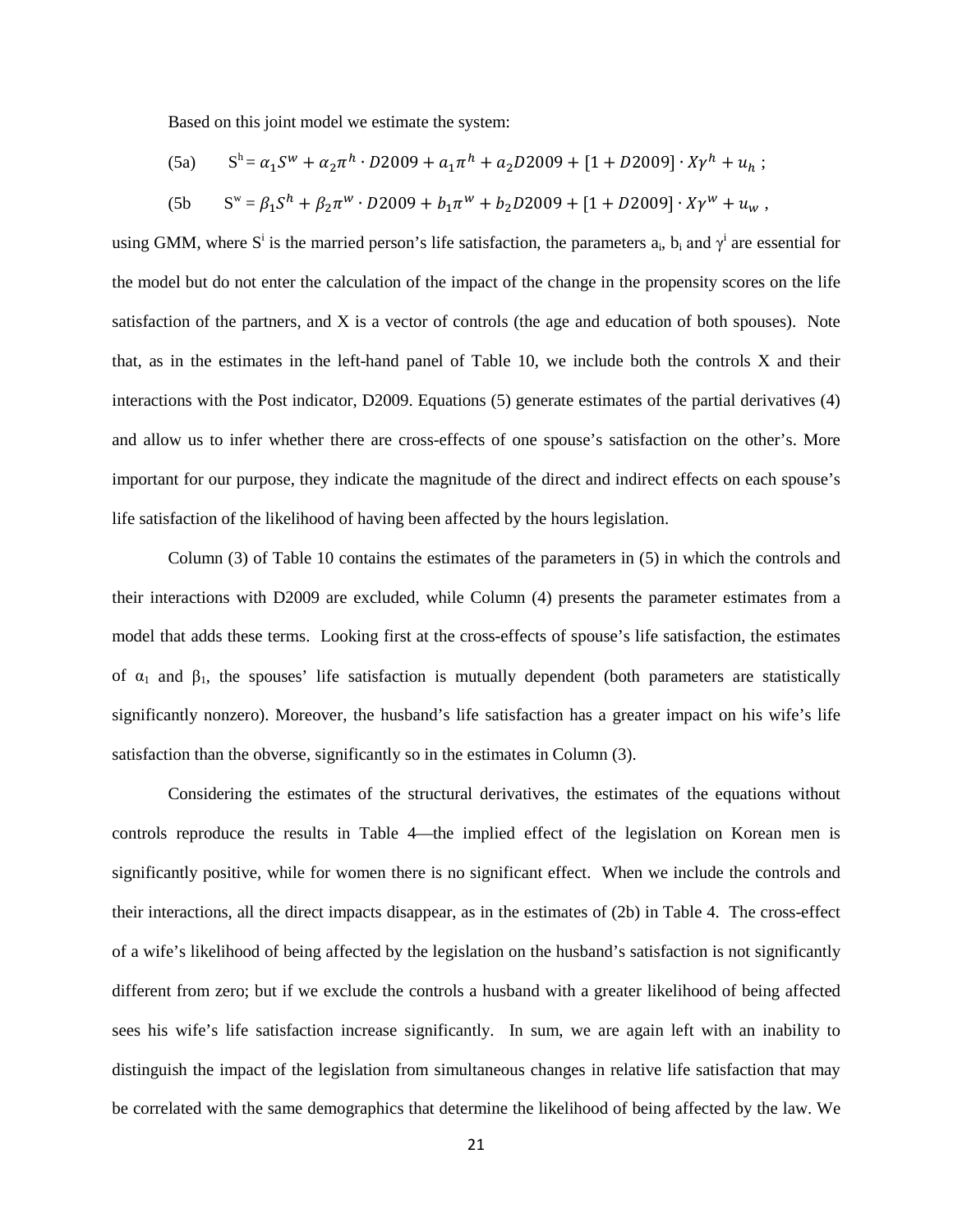Based on this joint model we estimate the system:

(5a) $$S^h = \alpha_1 S^w + \alpha_2 \pi^h \cdot D2009 + a_1 \pi^h + a_2 D2009 + [1 + D2009] \cdot X\gamma^h + u_h \; ;$$

(5b $$S^w = \beta_1 S^h + \beta_2 \pi^w \cdot D2009 + b_1 \pi^w + b_2 D2009 + [1 + D2009] \cdot X\gamma^w + u_w \; ,$$

using GMM, where $S^i$ is the married person's life satisfaction, the parameters $a_i$, $b_i$ and $\gamma^i$ are essential for the model but do not enter the calculation of the impact of the change in the propensity scores on the life satisfaction of the partners, and X is a vector of controls (the age and education of both spouses). Note that, as in the estimates in the left-hand panel of Table 10, we include both the controls X and their interactions with the Post indicator, D2009. Equations (5) generate estimates of the partial derivatives (4) and allow us to infer whether there are cross-effects of one spouse's satisfaction on the other's. More important for our purpose, they indicate the magnitude of the direct and indirect effects on each spouse's life satisfaction of the likelihood of having been affected by the hours legislation.

Column (3) of Table 10 contains the estimates of the parameters in (5) in which the controls and their interactions with D2009 are excluded, while Column (4) presents the parameter estimates from a model that adds these terms. Looking first at the cross-effects of spouse's life satisfaction, the estimates of $\alpha_1$ and $\beta_1$, the spouses' life satisfaction is mutually dependent (both parameters are statistically significantly nonzero). Moreover, the husband's life satisfaction has a greater impact on his wife's life satisfaction than the obverse, significantly so in the estimates in Column (3).

Considering the estimates of the structural derivatives, the estimates of the equations without controls reproduce the results in Table 4—the implied effect of the legislation on Korean men is significantly positive, while for women there is no significant effect. When we include the controls and their interactions, all the direct impacts disappear, as in the estimates of (2b) in Table 4. The cross-effect of a wife's likelihood of being affected by the legislation on the husband's satisfaction is not significantly different from zero; but if we exclude the controls a husband with a greater likelihood of being affected sees his wife's life satisfaction increase significantly. In sum, we are again left with an inability to distinguish the impact of the legislation from simultaneous changes in relative life satisfaction that may be correlated with the same demographics that determine the likelihood of being affected by the law. We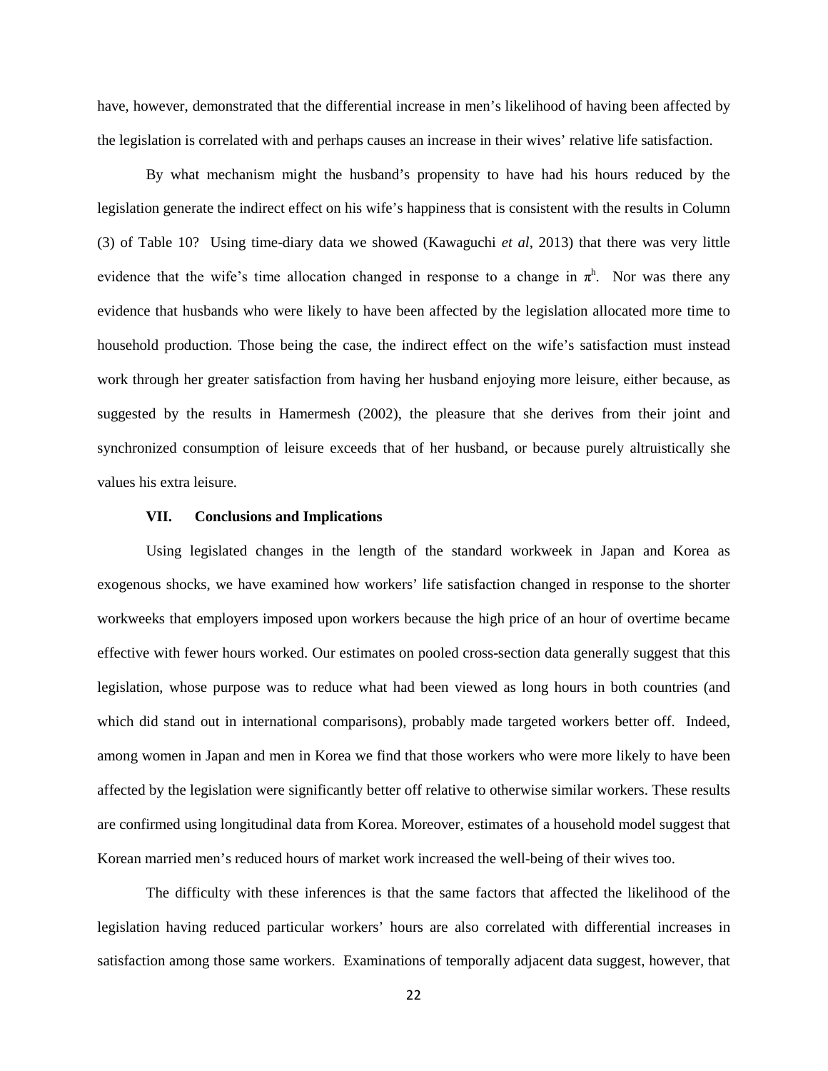have, however, demonstrated that the differential increase in men's likelihood of having been affected by the legislation is correlated with and perhaps causes an increase in their wives' relative life satisfaction.

By what mechanism might the husband's propensity to have had his hours reduced by the legislation generate the indirect effect on his wife's happiness that is consistent with the results in Column (3) of Table 10? Using time-diary data we showed (Kawaguchi *et al*, 2013) that there was very little evidence that the wife's time allocation changed in response to a change in $\pi^h$. Nor was there any evidence that husbands who were likely to have been affected by the legislation allocated more time to household production. Those being the case, the indirect effect on the wife's satisfaction must instead work through her greater satisfaction from having her husband enjoying more leisure, either because, as suggested by the results in Hamermesh (2002), the pleasure that she derives from their joint and synchronized consumption of leisure exceeds that of her husband, or because purely altruistically she values his extra leisure.

## VII. Conclusions and Implications

Using legislated changes in the length of the standard workweek in Japan and Korea as exogenous shocks, we have examined how workers' life satisfaction changed in response to the shorter workweeks that employers imposed upon workers because the high price of an hour of overtime became effective with fewer hours worked. Our estimates on pooled cross-section data generally suggest that this legislation, whose purpose was to reduce what had been viewed as long hours in both countries (and which did stand out in international comparisons), probably made targeted workers better off. Indeed, among women in Japan and men in Korea we find that those workers who were more likely to have been affected by the legislation were significantly better off relative to otherwise similar workers. These results are confirmed using longitudinal data from Korea. Moreover, estimates of a household model suggest that Korean married men's reduced hours of market work increased the well-being of their wives too.

The difficulty with these inferences is that the same factors that affected the likelihood of the legislation having reduced particular workers' hours are also correlated with differential increases in satisfaction among those same workers. Examinations of temporally adjacent data suggest, however, that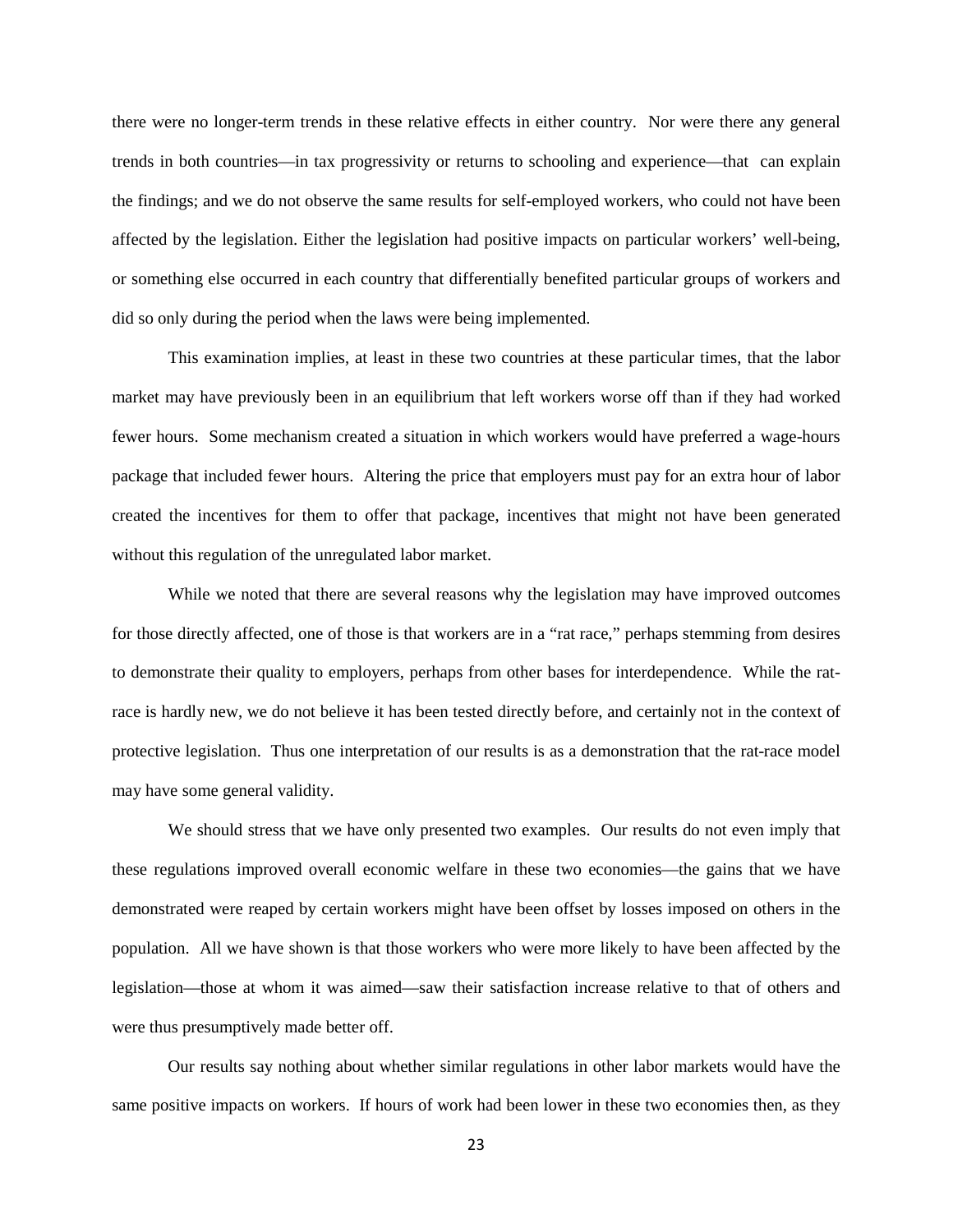there were no longer-term trends in these relative effects in either country. Nor were there any general trends in both countries—in tax progressivity or returns to schooling and experience—that can explain the findings; and we do not observe the same results for self-employed workers, who could not have been affected by the legislation. Either the legislation had positive impacts on particular workers' well-being, or something else occurred in each country that differentially benefited particular groups of workers and did so only during the period when the laws were being implemented.

This examination implies, at least in these two countries at these particular times, that the labor market may have previously been in an equilibrium that left workers worse off than if they had worked fewer hours. Some mechanism created a situation in which workers would have preferred a wage-hours package that included fewer hours. Altering the price that employers must pay for an extra hour of labor created the incentives for them to offer that package, incentives that might not have been generated without this regulation of the unregulated labor market.

While we noted that there are several reasons why the legislation may have improved outcomes for those directly affected, one of those is that workers are in a "rat race," perhaps stemming from desires to demonstrate their quality to employers, perhaps from other bases for interdependence. While the rat-race is hardly new, we do not believe it has been tested directly before, and certainly not in the context of protective legislation. Thus one interpretation of our results is as a demonstration that the rat-race model may have some general validity.

We should stress that we have only presented two examples. Our results do not even imply that these regulations improved overall economic welfare in these two economies—the gains that we have demonstrated were reaped by certain workers might have been offset by losses imposed on others in the population. All we have shown is that those workers who were more likely to have been affected by the legislation—those at whom it was aimed—saw their satisfaction increase relative to that of others and were thus presumptively made better off.

Our results say nothing about whether similar regulations in other labor markets would have the same positive impacts on workers. If hours of work had been lower in these two economies then, as they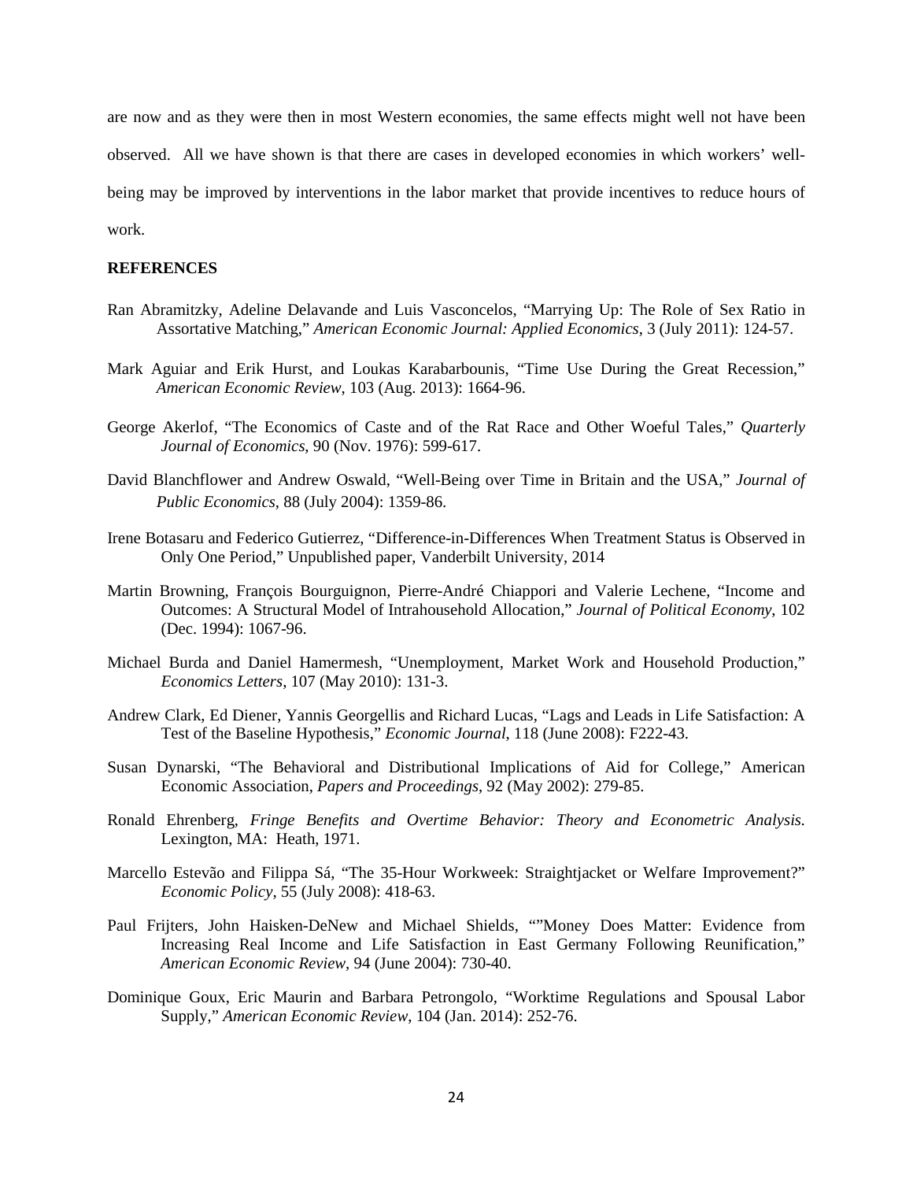are now and as they were then in most Western economies, the same effects might well not have been observed. All we have shown is that there are cases in developed economies in which workers' well-being may be improved by interventions in the labor market that provide incentives to reduce hours of work.

**REFERENCES**

Ran Abramitzky, Adeline Delavande and Luis Vasconcelos, "Marrying Up: The Role of Sex Ratio in Assortative Matching," *American Economic Journal: Applied Economics*, 3 (July 2011): 124-57.

Mark Aguiar and Erik Hurst, and Loukas Karabarbounis, "Time Use During the Great Recession," *American Economic Review*, 103 (Aug. 2013): 1664-96.

George Akerlof, "The Economics of Caste and of the Rat Race and Other Woeful Tales," *Quarterly Journal of Economics*, 90 (Nov. 1976): 599-617.

David Blanchflower and Andrew Oswald, "Well-Being over Time in Britain and the USA," *Journal of Public Economics*, 88 (July 2004): 1359-86.

Irene Botasaru and Federico Gutierrez, "Difference-in-Differences When Treatment Status is Observed in Only One Period," Unpublished paper, Vanderbilt University, 2014

Martin Browning, François Bourguignon, Pierre-André Chiappori and Valerie Lechene, "Income and Outcomes: A Structural Model of Intrahousehold Allocation," *Journal of Political Economy*, 102 (Dec. 1994): 1067-96.

Michael Burda and Daniel Hamermesh, "Unemployment, Market Work and Household Production," *Economics Letters*, 107 (May 2010): 131-3.

Andrew Clark, Ed Diener, Yannis Georgellis and Richard Lucas, "Lags and Leads in Life Satisfaction: A Test of the Baseline Hypothesis," *Economic Journal*, 118 (June 2008): F222-43.

Susan Dynarski, "The Behavioral and Distributional Implications of Aid for College," American Economic Association, *Papers and Proceedings*, 92 (May 2002): 279-85.

Ronald Ehrenberg, *Fringe Benefits and Overtime Behavior: Theory and Econometric Analysis.* Lexington, MA: Heath, 1971.

Marcello Estevão and Filippa Sá, "The 35-Hour Workweek: Straightjacket or Welfare Improvement?" *Economic Policy*, 55 (July 2008): 418-63.

Paul Frijters, John Haisken-DeNew and Michael Shields, ""Money Does Matter: Evidence from Increasing Real Income and Life Satisfaction in East Germany Following Reunification," *American Economic Review*, 94 (June 2004): 730-40.

Dominique Goux, Eric Maurin and Barbara Petrongolo, "Worktime Regulations and Spousal Labor Supply," *American Economic Review*, 104 (Jan. 2014): 252-76.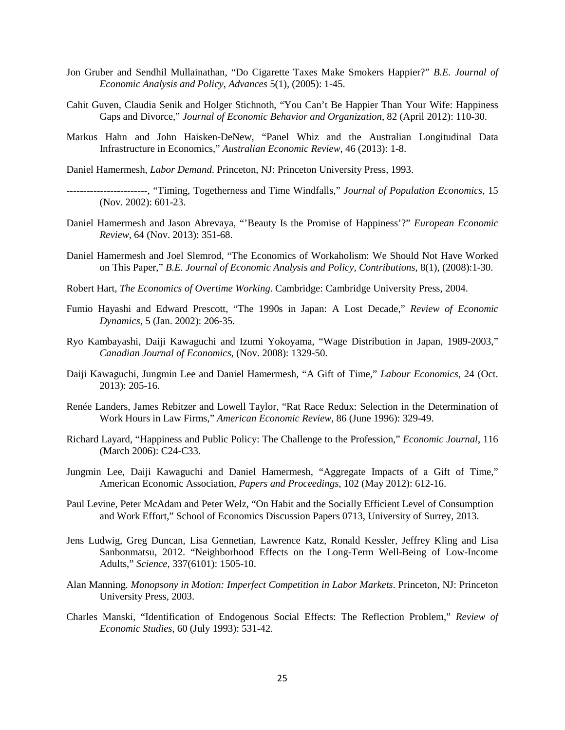Jon Gruber and Sendhil Mullainathan, "Do Cigarette Taxes Make Smokers Happier?" *B.E. Journal of Economic Analysis and Policy, Advances* 5(1), (2005): 1-45.

Cahit Guven, Claudia Senik and Holger Stichnoth, "You Can't Be Happier Than Your Wife: Happiness Gaps and Divorce," *Journal of Economic Behavior and Organization*, 82 (April 2012): 110-30.

Markus Hahn and John Haisken-DeNew, "Panel Whiz and the Australian Longitudinal Data Infrastructure in Economics," *Australian Economic Review*, 46 (2013): 1-8.

Daniel Hamermesh, *Labor Demand*. Princeton, NJ: Princeton University Press, 1993.

------------------------, "Timing, Togetherness and Time Windfalls," *Journal of Population Economics*, 15 (Nov. 2002): 601-23.

Daniel Hamermesh and Jason Abrevaya, "'Beauty Is the Promise of Happiness'?" *European Economic Review*, 64 (Nov. 2013): 351-68.

Daniel Hamermesh and Joel Slemrod, "The Economics of Workaholism: We Should Not Have Worked on This Paper," *B.E. Journal of Economic Analysis and Policy, Contributions*, 8(1), (2008):1-30.

Robert Hart, *The Economics of Overtime Working*. Cambridge: Cambridge University Press, 2004.

Fumio Hayashi and Edward Prescott, "The 1990s in Japan: A Lost Decade," *Review of Economic Dynamics*, 5 (Jan. 2002): 206-35.

Ryo Kambayashi, Daiji Kawaguchi and Izumi Yokoyama, "Wage Distribution in Japan, 1989-2003," *Canadian Journal of Economics*, (Nov. 2008): 1329-50.

Daiji Kawaguchi, Jungmin Lee and Daniel Hamermesh, "A Gift of Time," *Labour Economics*, 24 (Oct. 2013): 205-16.

Renée Landers, James Rebitzer and Lowell Taylor, "Rat Race Redux: Selection in the Determination of Work Hours in Law Firms," *American Economic Review*, 86 (June 1996): 329-49.

Richard Layard, "Happiness and Public Policy: The Challenge to the Profession," *Economic Journal*, 116 (March 2006): C24-C33.

Jungmin Lee, Daiji Kawaguchi and Daniel Hamermesh, "Aggregate Impacts of a Gift of Time," American Economic Association, *Papers and Proceedings*, 102 (May 2012): 612-16.

Paul Levine, Peter McAdam and Peter Welz, "On Habit and the Socially Efficient Level of Consumption and Work Effort," School of Economics Discussion Papers 0713, University of Surrey, 2013.

Jens Ludwig, Greg Duncan, Lisa Gennetian, Lawrence Katz, Ronald Kessler, Jeffrey Kling and Lisa Sanbonmatsu, 2012. "Neighborhood Effects on the Long-Term Well-Being of Low-Income Adults," *Science*, 337(6101): 1505-10.

Alan Manning. *Monopsony in Motion: Imperfect Competition in Labor Markets*. Princeton, NJ: Princeton University Press, 2003.

Charles Manski, "Identification of Endogenous Social Effects: The Reflection Problem," *Review of Economic Studies*, 60 (July 1993): 531-42.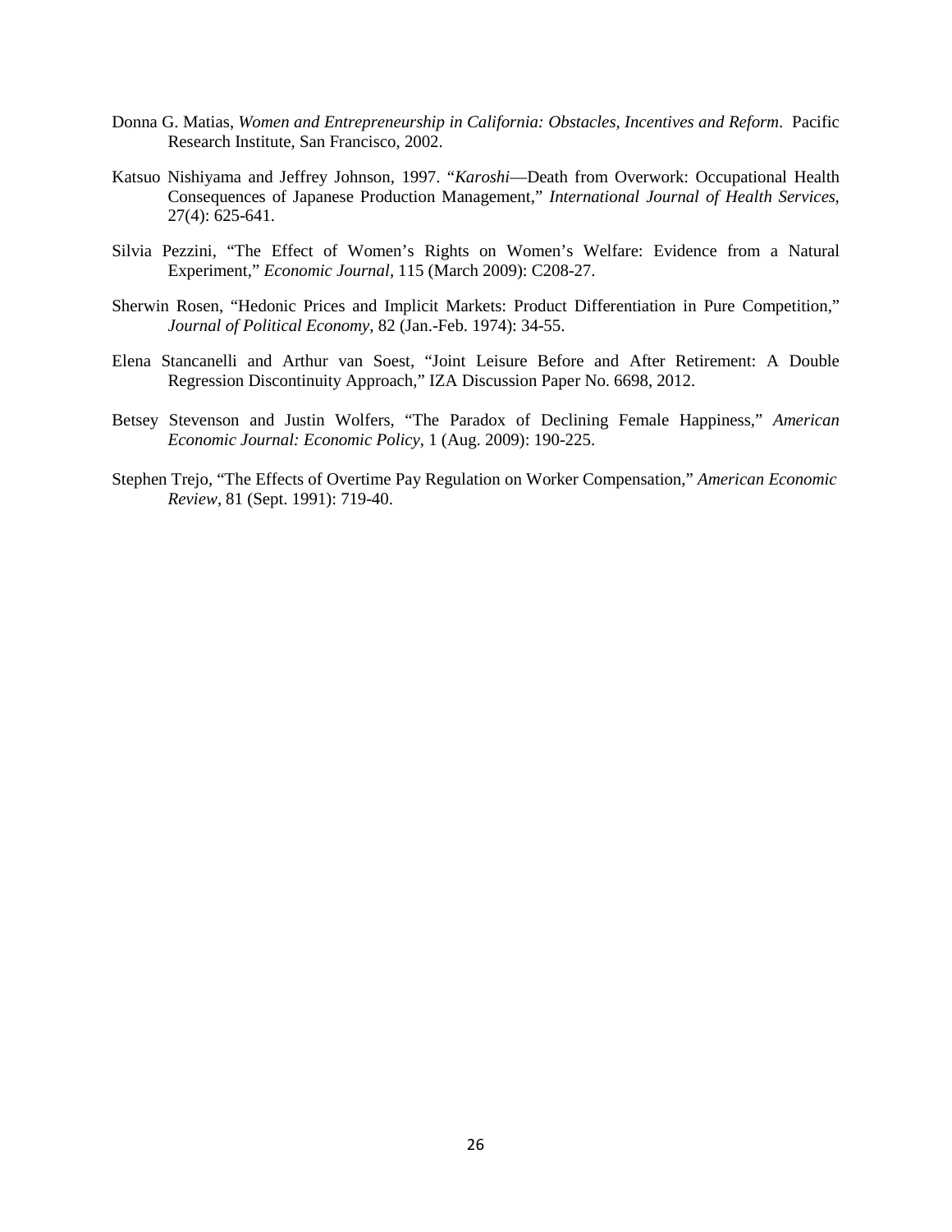Donna G. Matias, *Women and Entrepreneurship in California: Obstacles, Incentives and Reform*. Pacific Research Institute, San Francisco, 2002.

Katsuo Nishiyama and Jeffrey Johnson, 1997. "*Karoshi*—Death from Overwork: Occupational Health Consequences of Japanese Production Management," *International Journal of Health Services*, 27(4): 625-641.

Silvia Pezzini, "The Effect of Women's Rights on Women's Welfare: Evidence from a Natural Experiment," *Economic Journal*, 115 (March 2009): C208-27.

Sherwin Rosen, "Hedonic Prices and Implicit Markets: Product Differentiation in Pure Competition," *Journal of Political Economy*, 82 (Jan.-Feb. 1974): 34-55.

Elena Stancanelli and Arthur van Soest, "Joint Leisure Before and After Retirement: A Double Regression Discontinuity Approach," IZA Discussion Paper No. 6698, 2012.

Betsey Stevenson and Justin Wolfers, "The Paradox of Declining Female Happiness," *American Economic Journal: Economic Policy*, 1 (Aug. 2009): 190-225.

Stephen Trejo, "The Effects of Overtime Pay Regulation on Worker Compensation," *American Economic Review*, 81 (Sept. 1991): 719-40.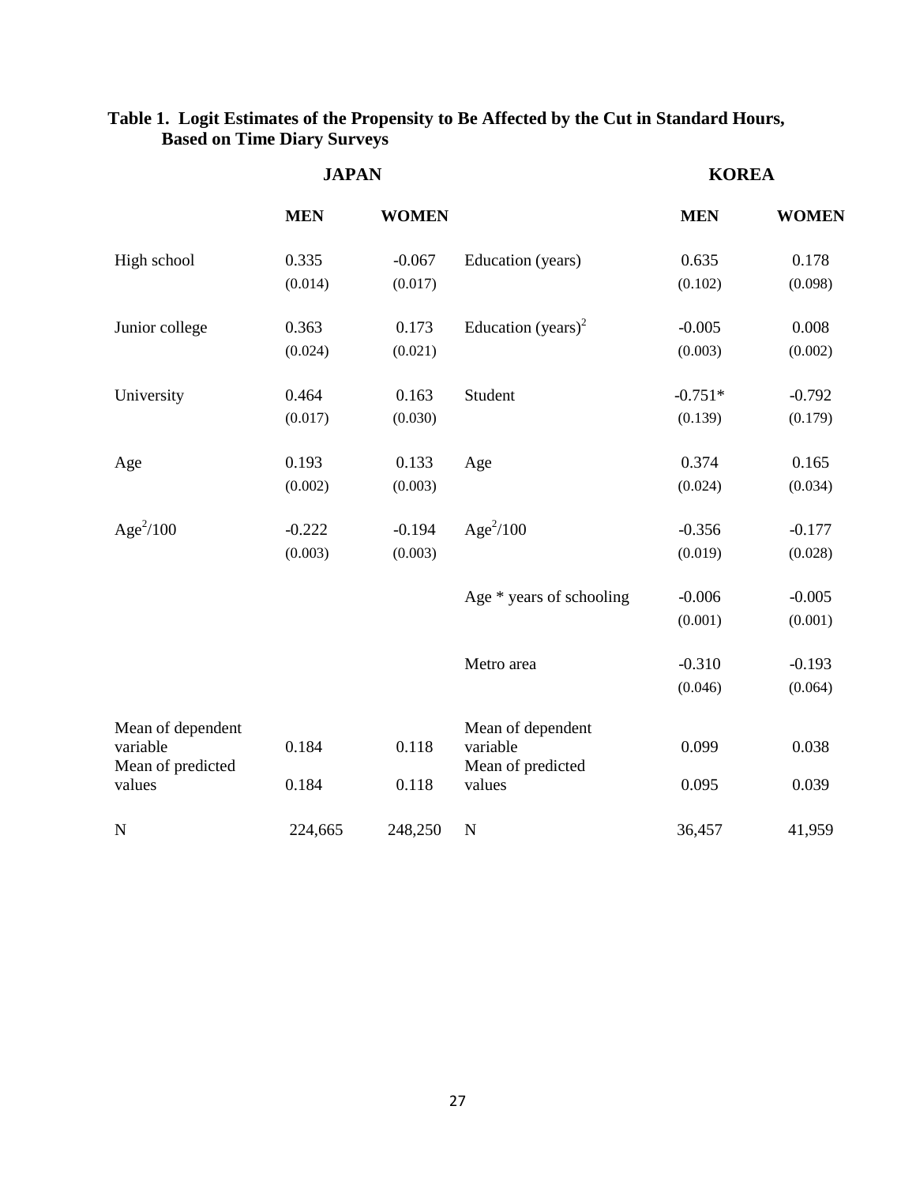**Table 1. Logit Estimates of the Propensity to Be Affected by the Cut in Standard Hours, Based on Time Diary Surveys**

| | JAPAN | | | KOREA | |
|---|---|---|---|---|---|
| | MEN | WOMEN | | MEN | WOMEN |
| High school | 0.335 | -0.067 | Education (years) | 0.635 | 0.178 |
| | (0.014) | (0.017) | | (0.102) | (0.098) |
| Junior college | 0.363 | 0.173 | Education (years)$^2$ | -0.005 | 0.008 |
| | (0.024) | (0.021) | | (0.003) | (0.002) |
| University | 0.464 | 0.163 | Student | -0.751* | -0.792 |
| | (0.017) | (0.030) | | (0.139) | (0.179) |
| Age | 0.193 | 0.133 | Age | 0.374 | 0.165 |
| | (0.002) | (0.003) | | (0.024) | (0.034) |
| Age$^2$/100 | -0.222 | -0.194 | Age$^2$/100 | -0.356 | -0.177 |
| | (0.003) | (0.003) | | (0.019) | (0.028) |
| | | | Age * years of schooling | -0.006 | -0.005 |
| | | | | (0.001) | (0.001) |
| | | | Metro area | -0.310 | -0.193 |
| | | | | (0.046) | (0.064) |
| Mean of dependent variable | 0.184 | 0.118 | Mean of dependent variable | 0.099 | 0.038 |
| Mean of predicted values | 0.184 | 0.118 | Mean of predicted values | 0.095 | 0.039 |
| N | 224,665 | 248,250 | N | 36,457 | 41,959 |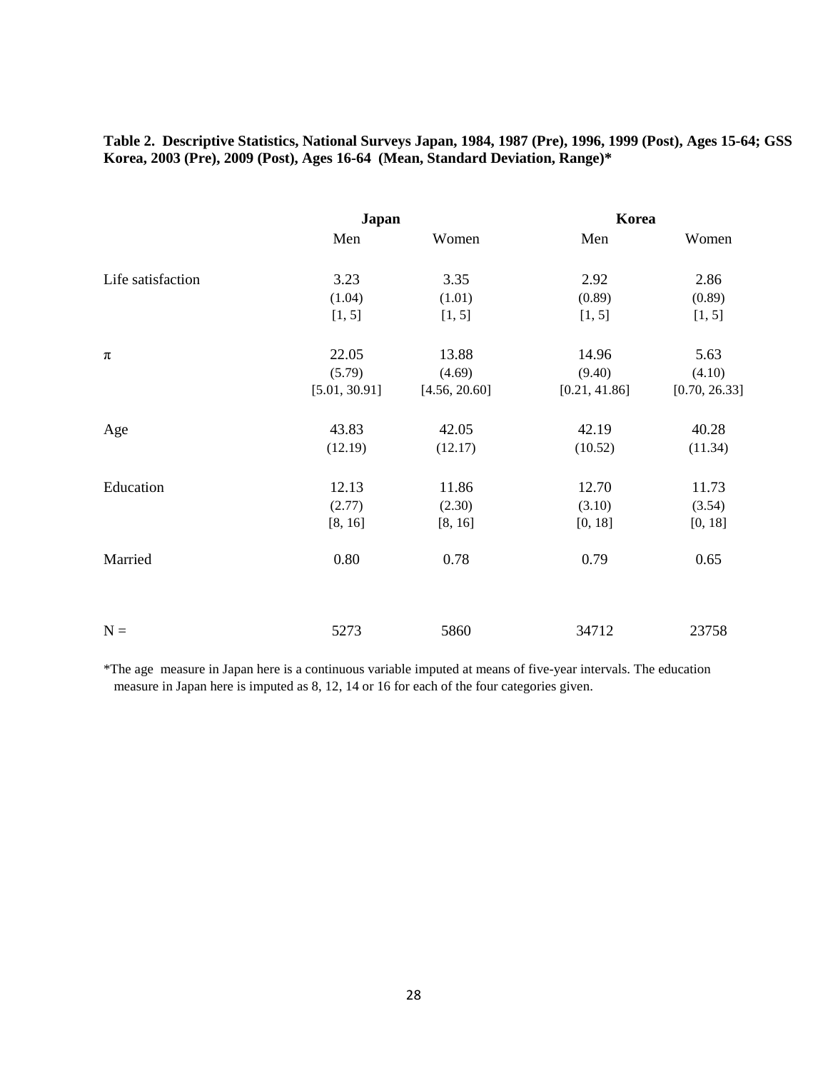**Table 2. Descriptive Statistics, National Surveys Japan, 1984, 1987 (Pre), 1996, 1999 (Post), Ages 15-64; GSS Korea, 2003 (Pre), 2009 (Post), Ages 16-64 (Mean, Standard Deviation, Range)***

| | **Japan** | | **Korea** | |
|---|---|---|---|---|
| | Men | Women | Men | Women |
| Life satisfaction | 3.23 | 3.35 | 2.92 | 2.86 |
| | (1.04) | (1.01) | (0.89) | (0.89) |
| | [1, 5] | [1, 5] | [1, 5] | [1, 5] |
| π | 22.05 | 13.88 | 14.96 | 5.63 |
| | (5.79) | (4.69) | (9.40) | (4.10) |
| | [5.01, 30.91] | [4.56, 20.60] | [0.21, 41.86] | [0.70, 26.33] |
| Age | 43.83 | 42.05 | 42.19 | 40.28 |
| | (12.19) | (12.17) | (10.52) | (11.34) |
| Education | 12.13 | 11.86 | 12.70 | 11.73 |
| | (2.77) | (2.30) | (3.10) | (3.54) |
| | [8, 16] | [8, 16] | [0, 18] | [0, 18] |
| Married | 0.80 | 0.78 | 0.79 | 0.65 |
| N = | 5273 | 5860 | 34712 | 23758 |

*The age measure in Japan here is a continuous variable imputed at means of five-year intervals. The education measure in Japan here is imputed as 8, 12, 14 or 16 for each of the four categories given.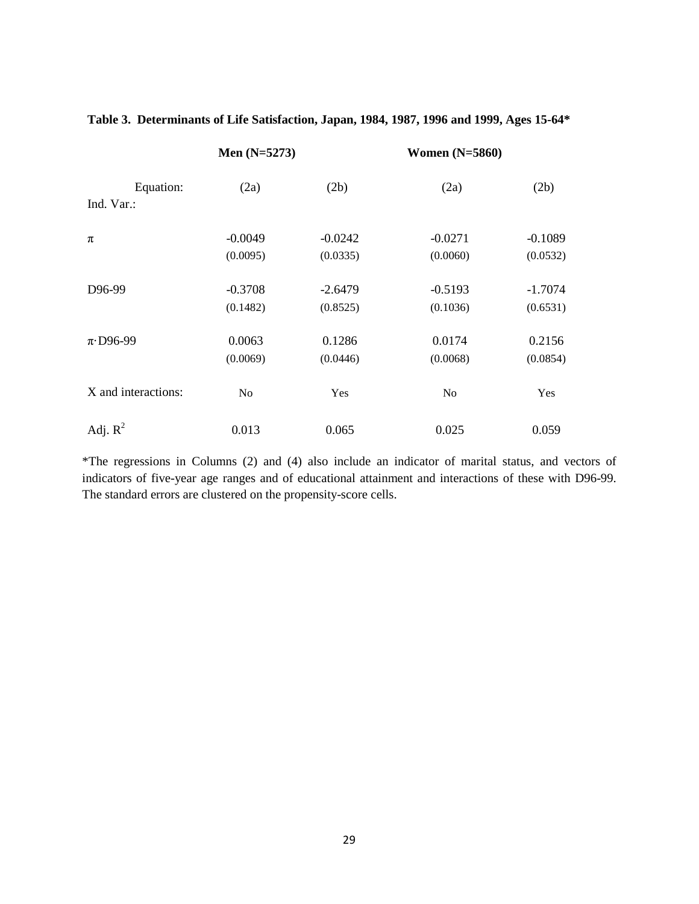**Table 3. Determinants of Life Satisfaction, Japan, 1984, 1987, 1996 and 1999, Ages 15-64***

| | **Men (N=5273)** | | **Women (N=5860)** | |
|---|---|---|---|---|
| Equation: | (2a) | (2b) | (2a) | (2b) |
| Ind. Var.: | | | | |
| $\pi$ | -0.0049 | -0.0242 | -0.0271 | -0.1089 |
| | (0.0095) | (0.0335) | (0.0060) | (0.0532) |
| D96-99 | -0.3708 | -2.6479 | -0.5193 | -1.7074 |
| | (0.1482) | (0.8525) | (0.1036) | (0.6531) |
| $\pi \cdot$D96-99 | 0.0063 | 0.1286 | 0.0174 | 0.2156 |
| | (0.0069) | (0.0446) | (0.0068) | (0.0854) |
| X and interactions: | No | Yes | No | Yes |
| Adj. $R^2$ | 0.013 | 0.065 | 0.025 | 0.059 |

*The regressions in Columns (2) and (4) also include an indicator of marital status, and vectors of indicators of five-year age ranges and of educational attainment and interactions of these with D96-99. The standard errors are clustered on the propensity-score cells.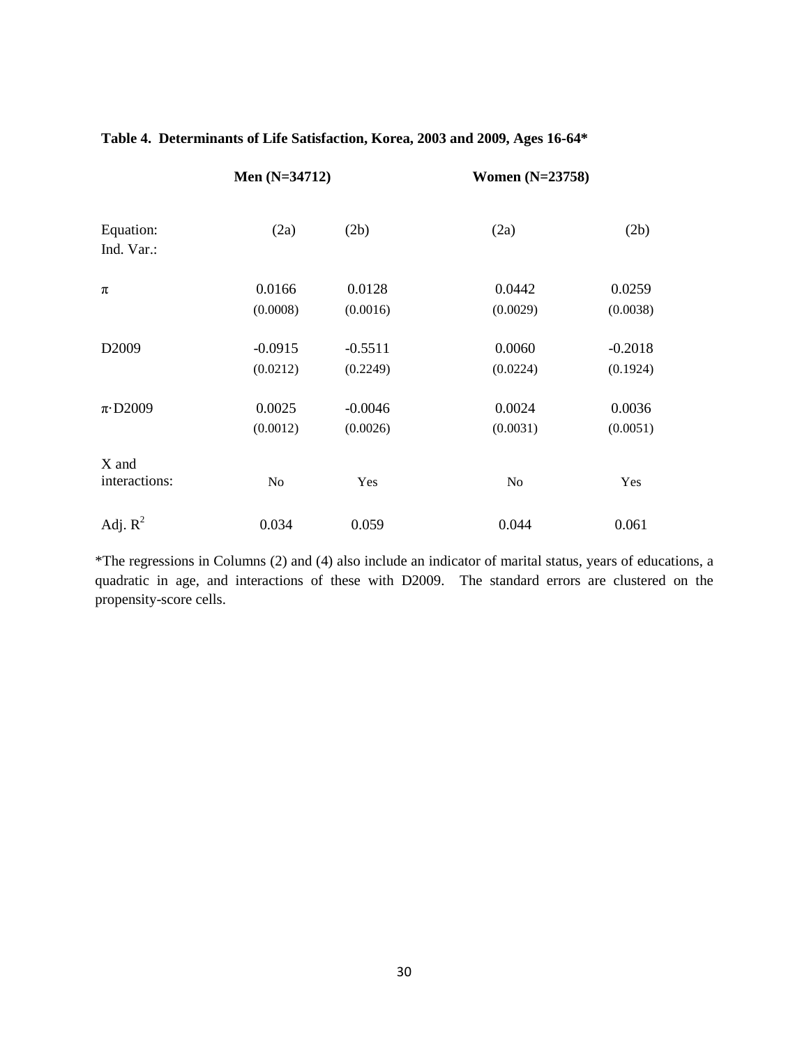**Table 4. Determinants of Life Satisfaction, Korea, 2003 and 2009, Ages 16-64***

| | Men (N=34712) | | Women (N=23758) | |
|---|---|---|---|---|
| Equation: Ind. Var.: | (2a) | (2b) | (2a) | (2b) |
| $\pi$ | 0.0166 | 0.0128 | 0.0442 | 0.0259 |
| | (0.0008) | (0.0016) | (0.0029) | (0.0038) |
| D2009 | -0.0915 | -0.5511 | 0.0060 | -0.2018 |
| | (0.0212) | (0.2249) | (0.0224) | (0.1924) |
| $\pi \cdot$D2009 | 0.0025 | -0.0046 | 0.0024 | 0.0036 |
| | (0.0012) | (0.0026) | (0.0031) | (0.0051) |
| X and interactions: | No | Yes | No | Yes |
| Adj. $R^2$ | 0.034 | 0.059 | 0.044 | 0.061 |

*The regressions in Columns (2) and (4) also include an indicator of marital status, years of educations, a quadratic in age, and interactions of these with D2009. The standard errors are clustered on the propensity-score cells.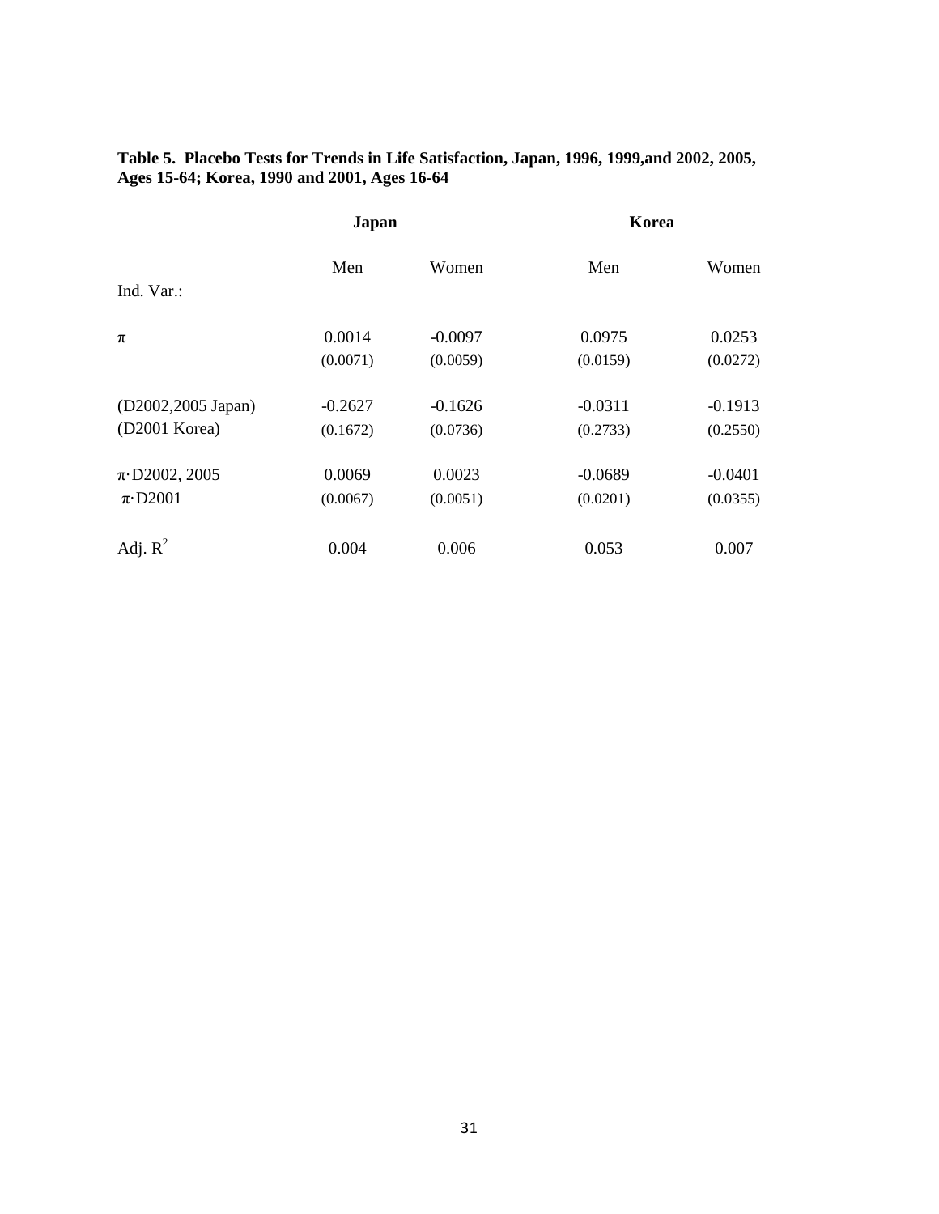**Table 5. Placebo Tests for Trends in Life Satisfaction, Japan, 1996, 1999,and 2002, 2005, Ages 15-64; Korea, 1990 and 2001, Ages 16-64**

| | **Japan** | | **Korea** | |
|---|---|---|---|---|
| | Men | Women | Men | Women |
| Ind. Var.: | | | | |
| $\pi$ | 0.0014 | -0.0097 | 0.0975 | 0.0253 |
| | (0.0071) | (0.0059) | (0.0159) | (0.0272) |
| (D2002,2005 Japan) | -0.2627 | -0.1626 | -0.0311 | -0.1913 |
| (D2001 Korea) | (0.1672) | (0.0736) | (0.2733) | (0.2550) |
| $\pi \cdot$D2002, 2005 | 0.0069 | 0.0023 | -0.0689 | -0.0401 |
| $\pi \cdot$D2001 | (0.0067) | (0.0051) | (0.0201) | (0.0355) |
| Adj. $R^2$ | 0.004 | 0.006 | 0.053 | 0.007 |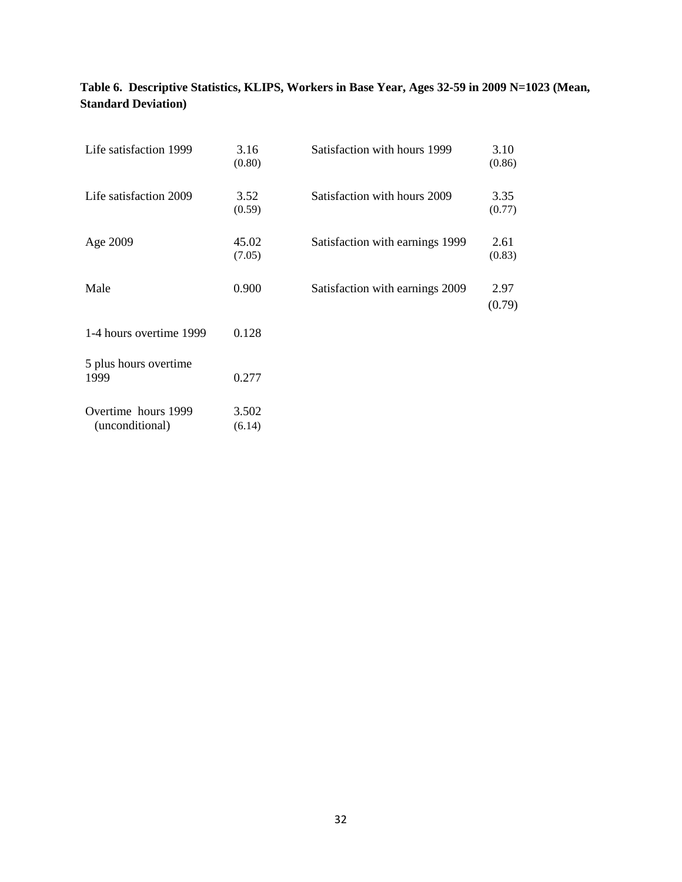**Table 6. Descriptive Statistics, KLIPS, Workers in Base Year, Ages 32-59 in 2009 N=1023 (Mean, Standard Deviation)**

| | | | |
|---|---|---|---|
| Life satisfaction 1999 | 3.16 (0.80) | Satisfaction with hours 1999 | 3.10 (0.86) |
| Life satisfaction 2009 | 3.52 (0.59) | Satisfaction with hours 2009 | 3.35 (0.77) |
| Age 2009 | 45.02 (7.05) | Satisfaction with earnings 1999 | 2.61 (0.83) |
| Male | 0.900 | Satisfaction with earnings 2009 | 2.97 (0.79) |
| 1-4 hours overtime 1999 | 0.128 | | |
| 5 plus hours overtime 1999 | 0.277 | | |
| Overtime hours 1999 (unconditional) | 3.502 (6.14) | | |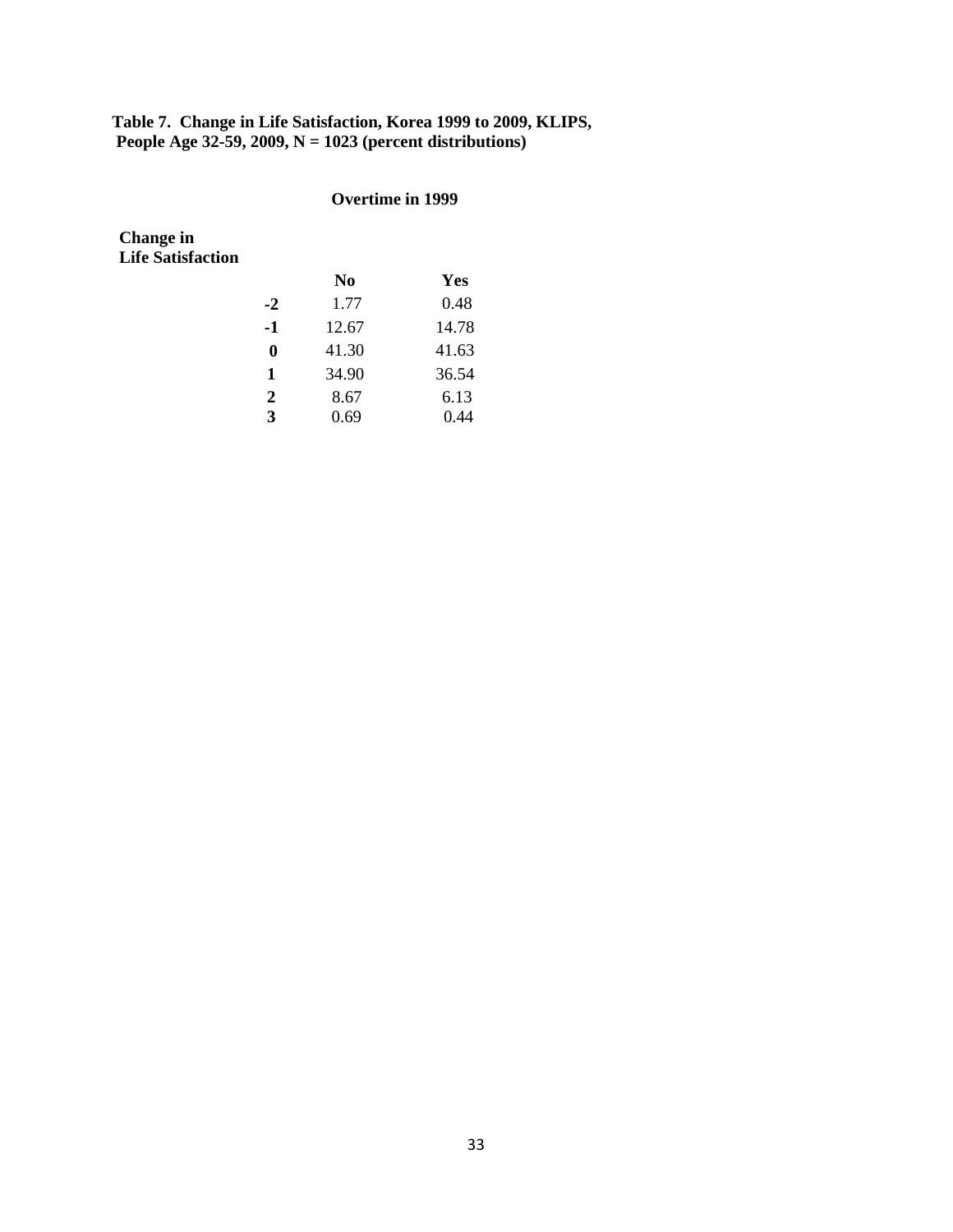**Table 7. Change in Life Satisfaction, Korea 1999 to 2009, KLIPS, People Age 32-59, 2009, N = 1023 (percent distributions)**

| Change in Life Satisfaction | Overtime in 1999 | |
|---|---|---|
| | **No** | **Yes** |
| **-2** | 1.77 | 0.48 |
| **-1** | 12.67 | 14.78 |
| **0** | 41.30 | 41.63 |
| **1** | 34.90 | 36.54 |
| **2** | 8.67 | 6.13 |
| **3** | 0.69 | 0.44 |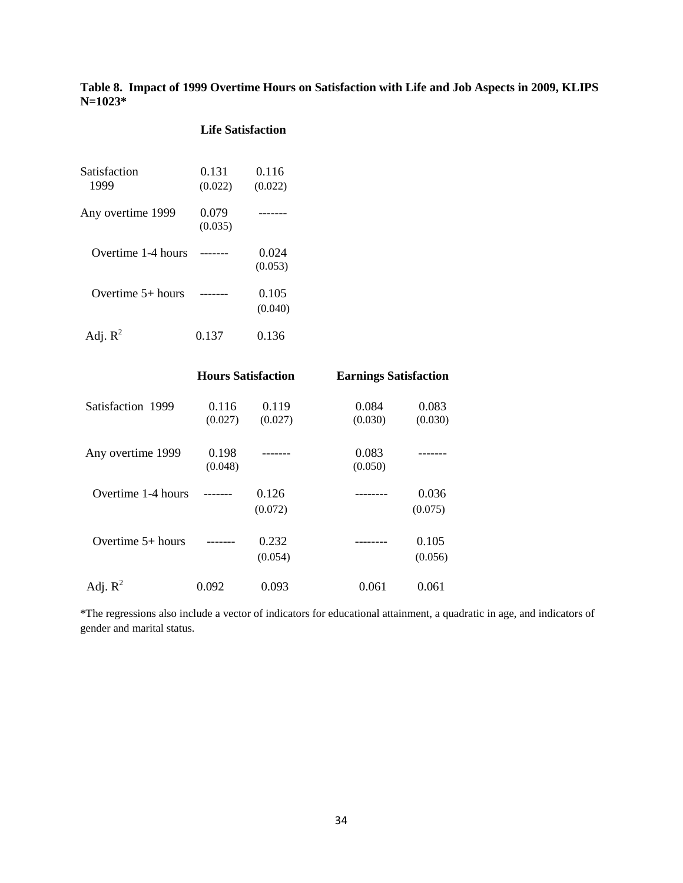**Table 8. Impact of 1999 Overtime Hours on Satisfaction with Life and Job Aspects in 2009, KLIPS N=1023***

| | Life Satisfaction | |
|---|---|---|
| Satisfaction 1999 | 0.131 (0.022) | 0.116 (0.022) |
| Any overtime 1999 | 0.079 (0.035) | ------- |
| Overtime 1-4 hours | ------- | 0.024 (0.053) |
| Overtime 5+ hours | ------- | 0.105 (0.040) |
| Adj. $R^2$ | 0.137 | 0.136 |

| | Hours Satisfaction | | Earnings Satisfaction | |
|---|---|---|---|---|
| Satisfaction 1999 | 0.116 (0.027) | 0.119 (0.027) | 0.084 (0.030) | 0.083 (0.030) |
| Any overtime 1999 | 0.198 (0.048) | ------- | 0.083 (0.050) | ------- |
| Overtime 1-4 hours | ------- | 0.126 (0.072) | -------- | 0.036 (0.075) |
| Overtime 5+ hours | ------- | 0.232 (0.054) | -------- | 0.105 (0.056) |
| Adj. $R^2$ | 0.092 | 0.093 | 0.061 | 0.061 |

*The regressions also include a vector of indicators for educational attainment, a quadratic in age, and indicators of gender and marital status.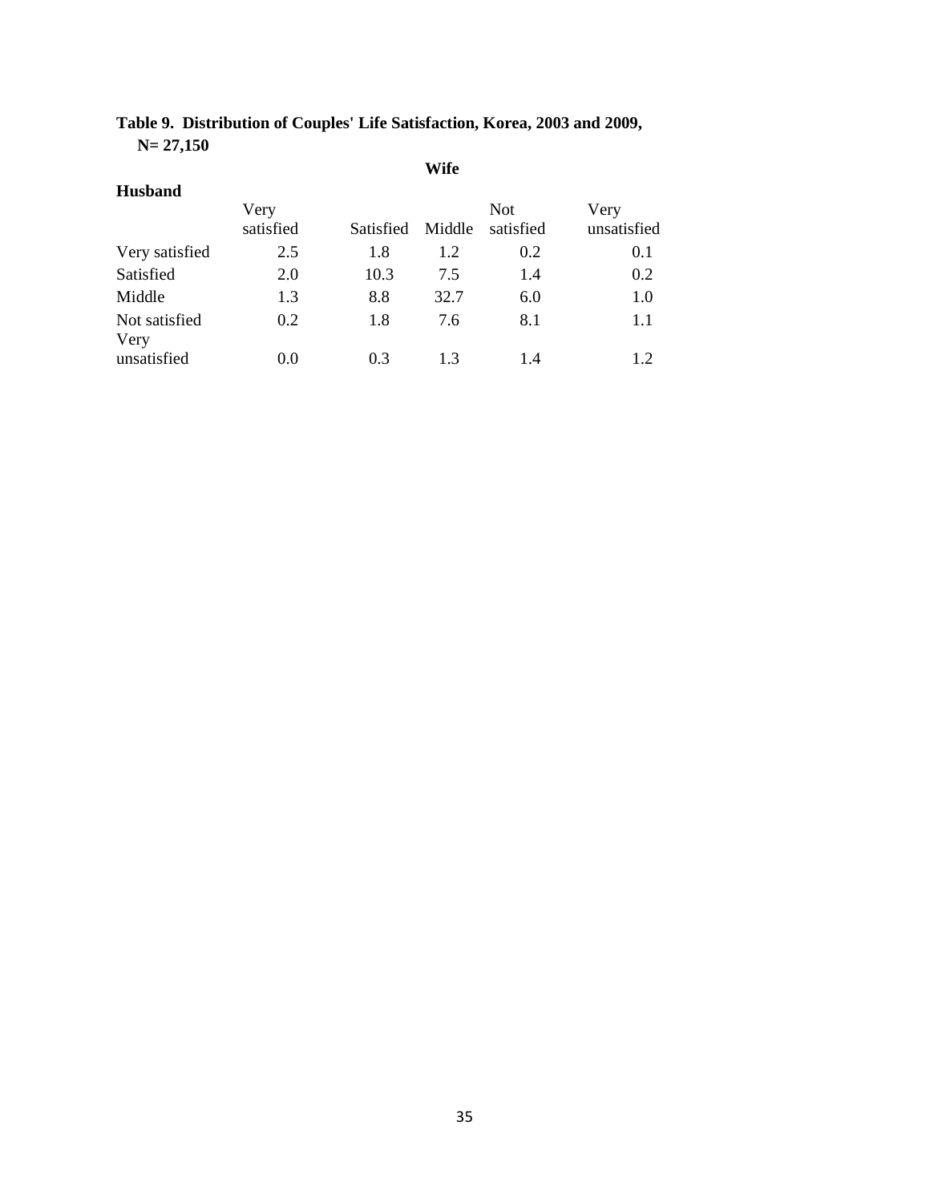**Table 9. Distribution of Couples' Life Satisfaction, Korea, 2003 and 2009, N= 27,150**

| Husband | Wife | | | | |
|---|---|---|---|---|---|
| | Very satisfied | Satisfied | Middle | Not satisfied | Very unsatisfied |
| Very satisfied | 2.5 | 1.8 | 1.2 | 0.2 | 0.1 |
| Satisfied | 2.0 | 10.3 | 7.5 | 1.4 | 0.2 |
| Middle | 1.3 | 8.8 | 32.7 | 6.0 | 1.0 |
| Not satisfied | 0.2 | 1.8 | 7.6 | 8.1 | 1.1 |
| Very unsatisfied | 0.0 | 0.3 | 1.3 | 1.4 | 1.2 |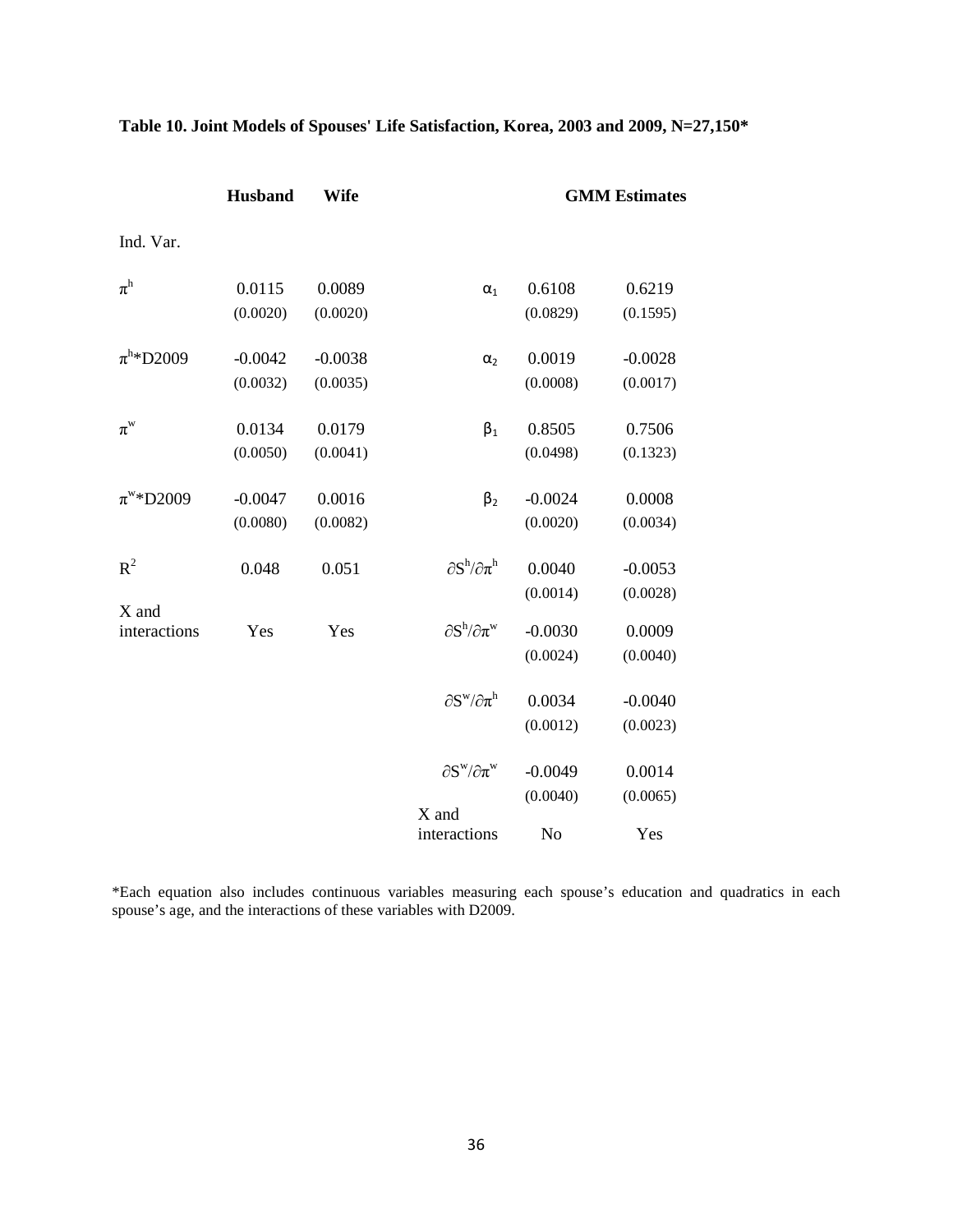**Table 10. Joint Models of Spouses' Life Satisfaction, Korea, 2003 and 2009, N=27,150***

| | Husband | Wife | | GMM Estimates | |
|---|---|---|---|---|---|
| Ind. Var. | | | | | |
| $\pi^h$ | 0.0115 | 0.0089 | $\alpha_1$ | 0.6108 | 0.6219 |
| | (0.0020) | (0.0020) | | (0.0829) | (0.1595) |
| $\pi^h$*D2009 | -0.0042 | -0.0038 | $\alpha_2$ | 0.0019 | -0.0028 |
| | (0.0032) | (0.0035) | | (0.0008) | (0.0017) |
| $\pi^w$ | 0.0134 | 0.0179 | $\beta_1$ | 0.8505 | 0.7506 |
| | (0.0050) | (0.0041) | | (0.0498) | (0.1323) |
| $\pi^w$*D2009 | -0.0047 | 0.0016 | $\beta_2$ | -0.0024 | 0.0008 |
| | (0.0080) | (0.0082) | | (0.0020) | (0.0034) |
| $R^2$ | 0.048 | 0.051 | $\partial S^h/\partial \pi^h$ | 0.0040 | -0.0053 |
| | | | | (0.0014) | (0.0028) |
| X and interactions | Yes | Yes | $\partial S^h/\partial \pi^w$ | -0.0030 | 0.0009 |
| | | | | (0.0024) | (0.0040) |
| | | | $\partial S^w/\partial \pi^h$ | 0.0034 | -0.0040 |
| | | | | (0.0012) | (0.0023) |
| | | | $\partial S^w/\partial \pi^w$ | -0.0049 | 0.0014 |
| | | | | (0.0040) | (0.0065) |
| | | | X and interactions | No | Yes |

*Each equation also includes continuous variables measuring each spouse's education and quadratics in each spouse's age, and the interactions of these variables with D2009.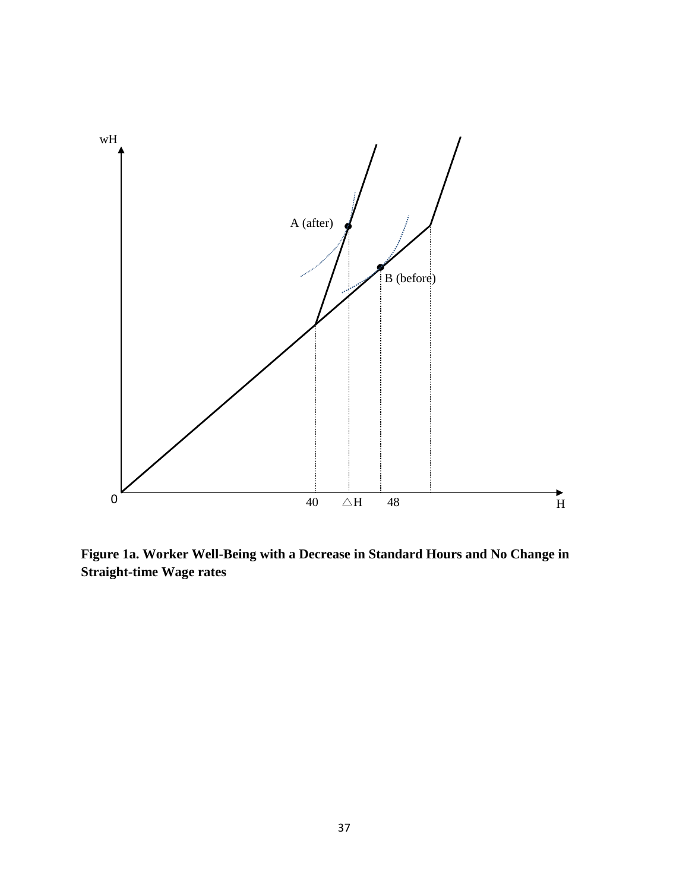wH

A (after)

B (before)

0 40 △H 48 H

**Figure 1a. Worker Well-Being with a Decrease in Standard Hours and No Change in Straight-time Wage rates**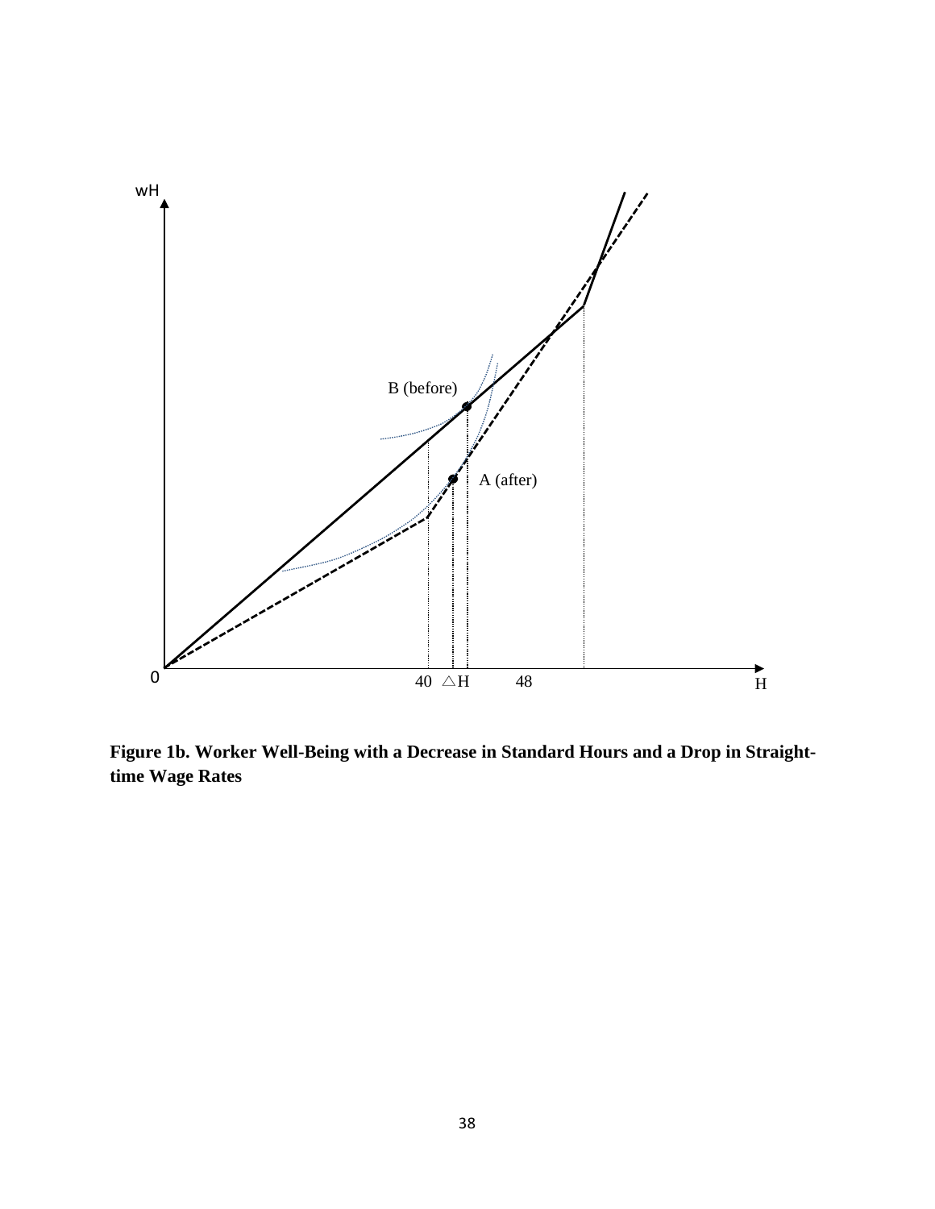**Figure 1b. Worker Well-Being with a Decrease in Standard Hours and a Drop in Straight-time Wage Rates**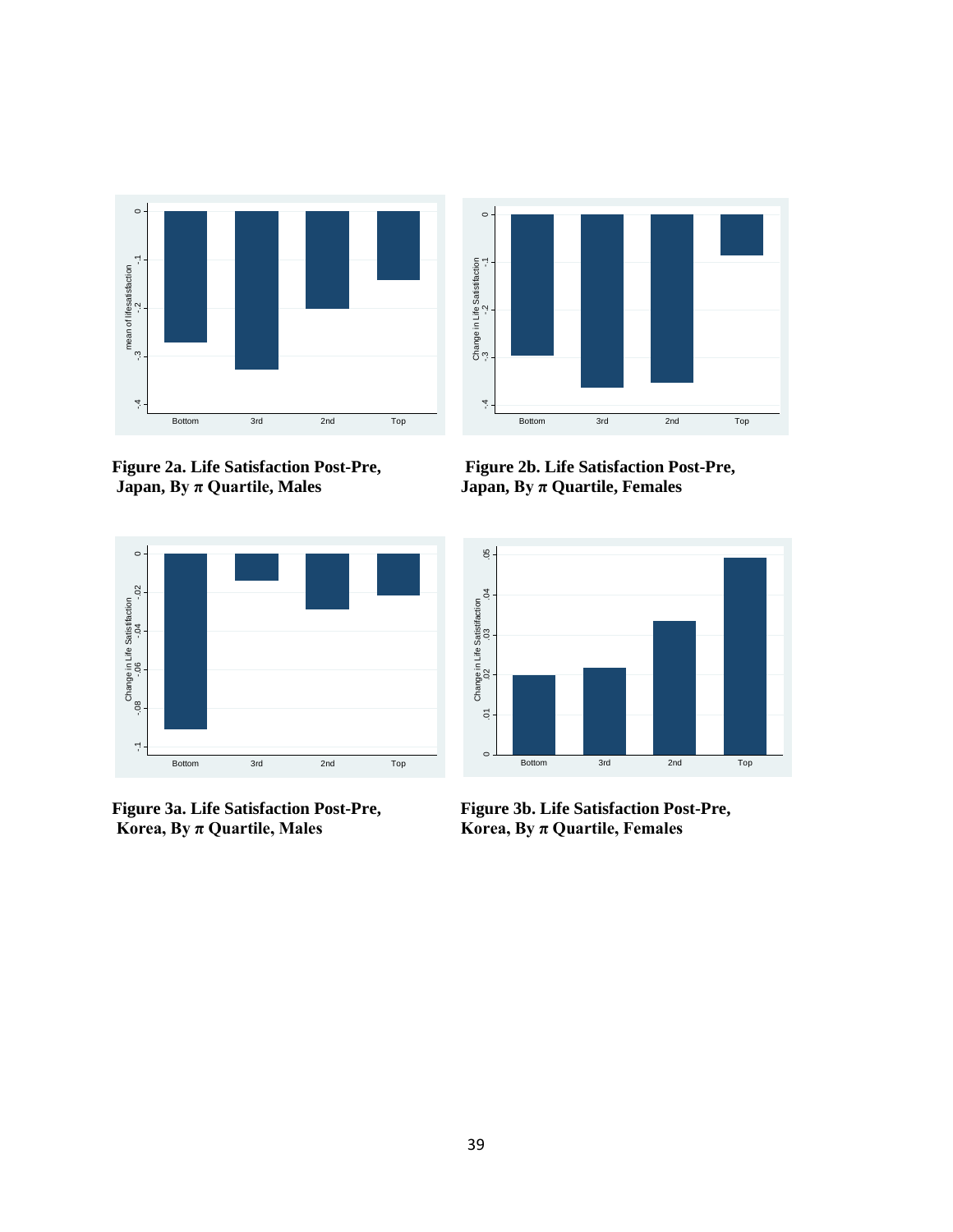mean of lifesatisfaction

0

-.1

-.2

-.3

-.4

Bottom 3rd 2nd Top

**Figure 2a. Life Satisfaction Post-Pre, Japan, By π Quartile, Males**

Change in Life Satisfaction

0

-.1

-.2

-.3

-.4

Bottom 3rd 2nd Top

**Figure 2b. Life Satisfaction Post-Pre, Japan, By π Quartile, Females**

Change in Life Satisfaction

0

-.02

-.04

-.06

-.08

-.1

Bottom 3rd 2nd Top

**Figure 3a. Life Satisfaction Post-Pre, Korea, By π Quartile, Males**

Change in Life Satistfaction

0

.01

.02

.03

.04

.05

Bottom 3rd 2nd Top

**Figure 3b. Life Satisfaction Post-Pre, Korea, By π Quartile, Females**